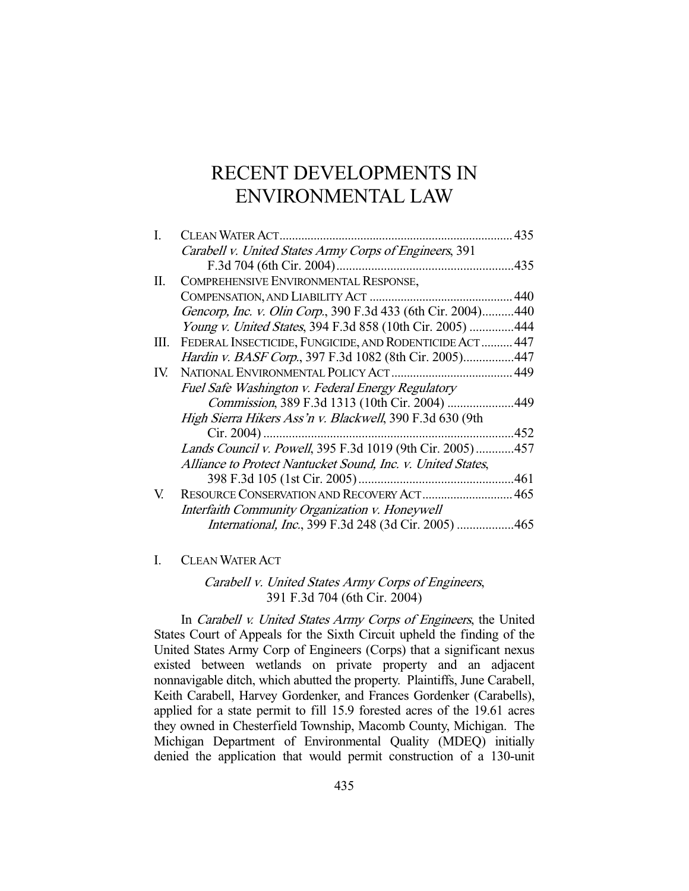# RECENT DEVELOPMENTS IN ENVIRONMENTAL LAW

| | | |
|---|---|---|
| I. | CLEAN WATER ACT | 435 |
| | *Carabell v. United States Army Corps of Engineers*, 391 F.3d 704 (6th Cir. 2004) | 435 |
| II. | COMPREHENSIVE ENVIRONMENTAL RESPONSE, COMPENSATION, AND LIABILITY ACT | 440 |
| | *Gencorp, Inc. v. Olin Corp.*, 390 F.3d 433 (6th Cir. 2004) | 440 |
| | *Young v. United States*, 394 F.3d 858 (10th Cir. 2005) | 444 |
| III. | FEDERAL INSECTICIDE, FUNGICIDE, AND RODENTICIDE ACT | 447 |
| | *Hardin v. BASF Corp.*, 397 F.3d 1082 (8th Cir. 2005) | 447 |
| IV. | NATIONAL ENVIRONMENTAL POLICY ACT | 449 |
| | *Fuel Safe Washington v. Federal Energy Regulatory Commission*, 389 F.3d 1313 (10th Cir. 2004) | 449 |
| | *High Sierra Hikers Ass'n v. Blackwell*, 390 F.3d 630 (9th Cir. 2004) | 452 |
| | *Lands Council v. Powell*, 395 F.3d 1019 (9th Cir. 2005) | 457 |
| | *Alliance to Protect Nantucket Sound, Inc. v. United States*, 398 F.3d 105 (1st Cir. 2005) | 461 |
| V. | RESOURCE CONSERVATION AND RECOVERY ACT | 465 |
| | *Interfaith Community Organization v. Honeywell International, Inc.*, 399 F.3d 248 (3d Cir. 2005) | 465 |

## I. CLEAN WATER ACT

### *Carabell v. United States Army Corps of Engineers*, 391 F.3d 704 (6th Cir. 2004)

In *Carabell v. United States Army Corps of Engineers*, the United States Court of Appeals for the Sixth Circuit upheld the finding of the United States Army Corp of Engineers (Corps) that a significant nexus existed between wetlands on private property and an adjacent nonnavigable ditch, which abutted the property. Plaintiffs, June Carabell, Keith Carabell, Harvey Gordenker, and Frances Gordenker (Carabells), applied for a state permit to fill 15.9 forested acres of the 19.61 acres they owned in Chesterfield Township, Macomb County, Michigan. The Michigan Department of Environmental Quality (MDEQ) initially denied the application that would permit construction of a 130-unit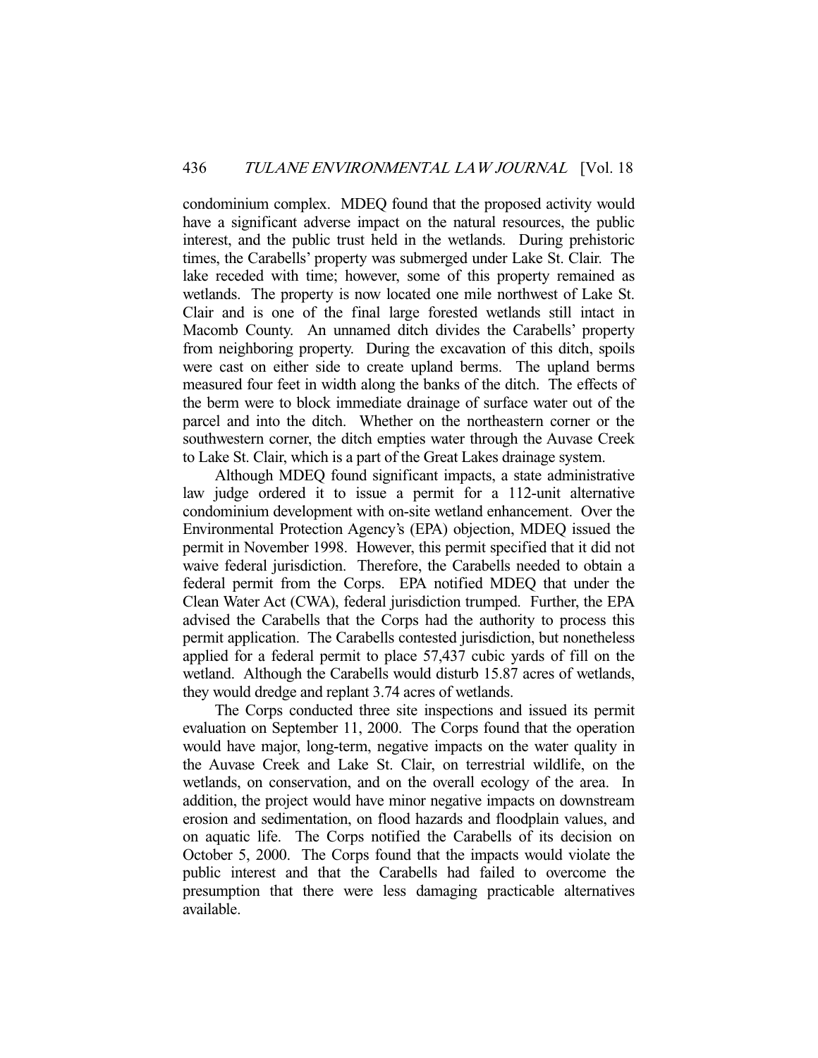condominium complex. MDEQ found that the proposed activity would have a significant adverse impact on the natural resources, the public interest, and the public trust held in the wetlands. During prehistoric times, the Carabells' property was submerged under Lake St. Clair. The lake receded with time; however, some of this property remained as wetlands. The property is now located one mile northwest of Lake St. Clair and is one of the final large forested wetlands still intact in Macomb County. An unnamed ditch divides the Carabells' property from neighboring property. During the excavation of this ditch, spoils were cast on either side to create upland berms. The upland berms measured four feet in width along the banks of the ditch. The effects of the berm were to block immediate drainage of surface water out of the parcel and into the ditch. Whether on the northeastern corner or the southwestern corner, the ditch empties water through the Auvase Creek to Lake St. Clair, which is a part of the Great Lakes drainage system.

Although MDEQ found significant impacts, a state administrative law judge ordered it to issue a permit for a 112-unit alternative condominium development with on-site wetland enhancement. Over the Environmental Protection Agency's (EPA) objection, MDEQ issued the permit in November 1998. However, this permit specified that it did not waive federal jurisdiction. Therefore, the Carabells needed to obtain a federal permit from the Corps. EPA notified MDEQ that under the Clean Water Act (CWA), federal jurisdiction trumped. Further, the EPA advised the Carabells that the Corps had the authority to process this permit application. The Carabells contested jurisdiction, but nonetheless applied for a federal permit to place 57,437 cubic yards of fill on the wetland. Although the Carabells would disturb 15.87 acres of wetlands, they would dredge and replant 3.74 acres of wetlands.

The Corps conducted three site inspections and issued its permit evaluation on September 11, 2000. The Corps found that the operation would have major, long-term, negative impacts on the water quality in the Auvase Creek and Lake St. Clair, on terrestrial wildlife, on the wetlands, on conservation, and on the overall ecology of the area. In addition, the project would have minor negative impacts on downstream erosion and sedimentation, on flood hazards and floodplain values, and on aquatic life. The Corps notified the Carabells of its decision on October 5, 2000. The Corps found that the impacts would violate the public interest and that the Carabells had failed to overcome the presumption that there were less damaging practicable alternatives available.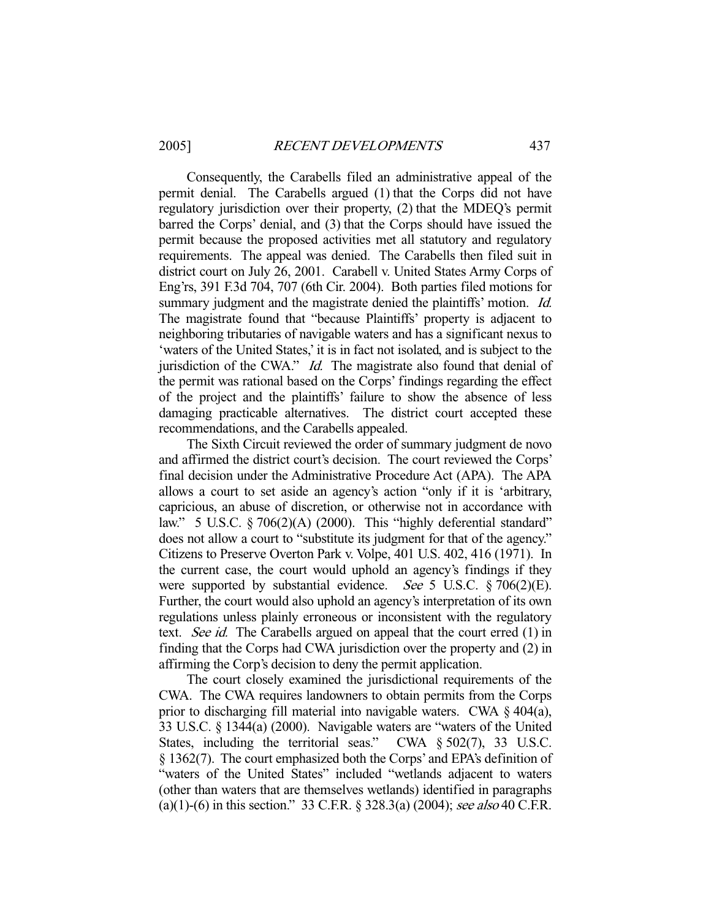Consequently, the Carabells filed an administrative appeal of the permit denial. The Carabells argued (1) that the Corps did not have regulatory jurisdiction over their property, (2) that the MDEQ's permit barred the Corps' denial, and (3) that the Corps should have issued the permit because the proposed activities met all statutory and regulatory requirements. The appeal was denied. The Carabells then filed suit in district court on July 26, 2001. Carabell v. United States Army Corps of Eng'rs, 391 F.3d 704, 707 (6th Cir. 2004). Both parties filed motions for summary judgment and the magistrate denied the plaintiffs' motion. *Id.* The magistrate found that "because Plaintiffs' property is adjacent to neighboring tributaries of navigable waters and has a significant nexus to 'waters of the United States,' it is in fact not isolated, and is subject to the jurisdiction of the CWA." *Id.* The magistrate also found that denial of the permit was rational based on the Corps' findings regarding the effect of the project and the plaintiffs' failure to show the absence of less damaging practicable alternatives. The district court accepted these recommendations, and the Carabells appealed.

The Sixth Circuit reviewed the order of summary judgment de novo and affirmed the district court's decision. The court reviewed the Corps' final decision under the Administrative Procedure Act (APA). The APA allows a court to set aside an agency's action "only if it is 'arbitrary, capricious, an abuse of discretion, or otherwise not in accordance with law." 5 U.S.C. § 706(2)(A) (2000). This "highly deferential standard" does not allow a court to "substitute its judgment for that of the agency." Citizens to Preserve Overton Park v. Volpe, 401 U.S. 402, 416 (1971). In the current case, the court would uphold an agency's findings if they were supported by substantial evidence. *See* 5 U.S.C. § 706(2)(E). Further, the court would also uphold an agency's interpretation of its own regulations unless plainly erroneous or inconsistent with the regulatory text. *See id.* The Carabells argued on appeal that the court erred (1) in finding that the Corps had CWA jurisdiction over the property and (2) in affirming the Corp's decision to deny the permit application.

The court closely examined the jurisdictional requirements of the CWA. The CWA requires landowners to obtain permits from the Corps prior to discharging fill material into navigable waters. CWA § 404(a), 33 U.S.C. § 1344(a) (2000). Navigable waters are "waters of the United States, including the territorial seas." CWA § 502(7), 33 U.S.C. § 1362(7). The court emphasized both the Corps' and EPA's definition of "waters of the United States" included "wetlands adjacent to waters (other than waters that are themselves wetlands) identified in paragraphs (a)(1)-(6) in this section." 33 C.F.R. § 328.3(a) (2004); *see also* 40 C.F.R.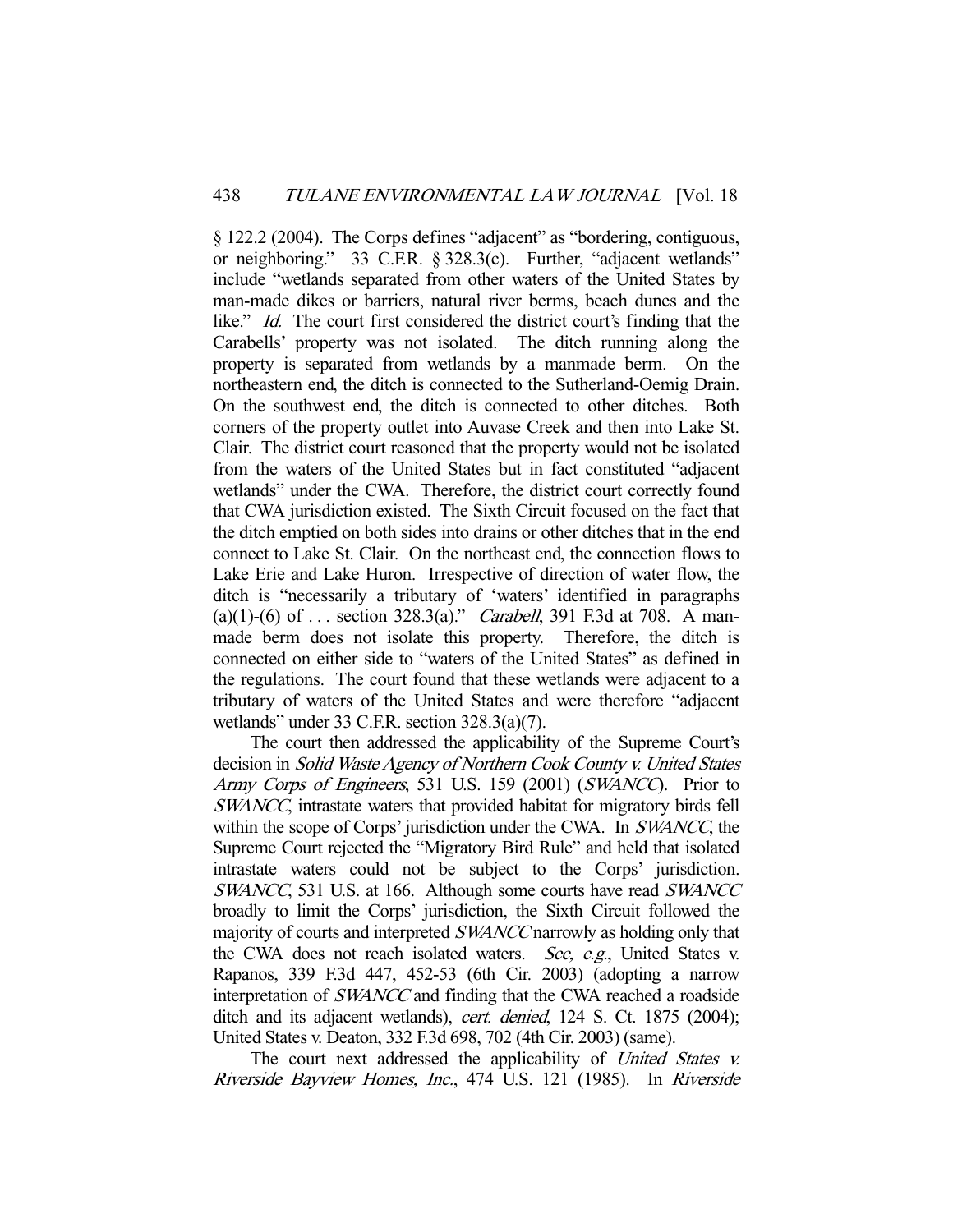§ 122.2 (2004). The Corps defines "adjacent" as "bordering, contiguous, or neighboring." 33 C.F.R. § 328.3(c). Further, "adjacent wetlands" include "wetlands separated from other waters of the United States by man-made dikes or barriers, natural river berms, beach dunes and the like." *Id.* The court first considered the district court's finding that the Carabells' property was not isolated. The ditch running along the property is separated from wetlands by a manmade berm. On the northeastern end, the ditch is connected to the Sutherland-Oemig Drain. On the southwest end, the ditch is connected to other ditches. Both corners of the property outlet into Auvase Creek and then into Lake St. Clair. The district court reasoned that the property would not be isolated from the waters of the United States but in fact constituted "adjacent wetlands" under the CWA. Therefore, the district court correctly found that CWA jurisdiction existed. The Sixth Circuit focused on the fact that the ditch emptied on both sides into drains or other ditches that in the end connect to Lake St. Clair. On the northeast end, the connection flows to Lake Erie and Lake Huron. Irrespective of direction of water flow, the ditch is "necessarily a tributary of 'waters' identified in paragraphs (a)(1)-(6) of . . . section 328.3(a)." *Carabell*, 391 F.3d at 708. A man-made berm does not isolate this property. Therefore, the ditch is connected on either side to "waters of the United States" as defined in the regulations. The court found that these wetlands were adjacent to a tributary of waters of the United States and were therefore "adjacent wetlands" under 33 C.F.R. section 328.3(a)(7).

The court then addressed the applicability of the Supreme Court's decision in *Solid Waste Agency of Northern Cook County v. United States Army Corps of Engineers*, 531 U.S. 159 (2001) (*SWANCC*). Prior to *SWANCC*, intrastate waters that provided habitat for migratory birds fell within the scope of Corps' jurisdiction under the CWA. In *SWANCC*, the Supreme Court rejected the "Migratory Bird Rule" and held that isolated intrastate waters could not be subject to the Corps' jurisdiction. *SWANCC*, 531 U.S. at 166. Although some courts have read *SWANCC* broadly to limit the Corps' jurisdiction, the Sixth Circuit followed the majority of courts and interpreted *SWANCC* narrowly as holding only that the CWA does not reach isolated waters. *See, e.g.*, United States v. Rapanos, 339 F.3d 447, 452-53 (6th Cir. 2003) (adopting a narrow interpretation of *SWANCC* and finding that the CWA reached a roadside ditch and its adjacent wetlands), *cert. denied*, 124 S. Ct. 1875 (2004); United States v. Deaton, 332 F.3d 698, 702 (4th Cir. 2003) (same).

The court next addressed the applicability of *United States v. Riverside Bayview Homes, Inc.*, 474 U.S. 121 (1985). In *Riverside*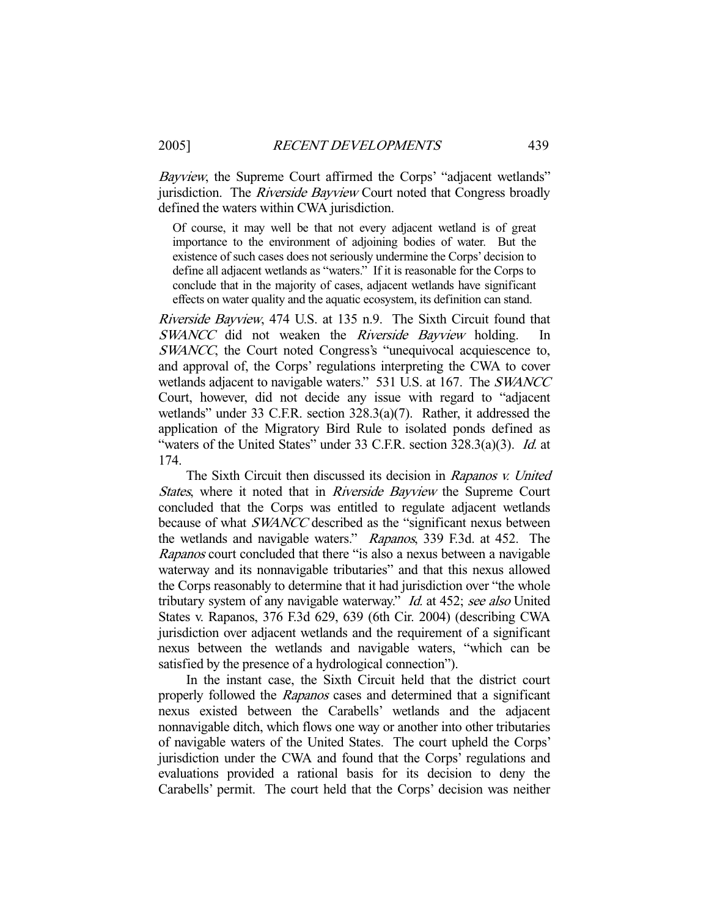*Bayview*, the Supreme Court affirmed the Corps' "adjacent wetlands" jurisdiction. The *Riverside Bayview* Court noted that Congress broadly defined the waters within CWA jurisdiction.

> Of course, it may well be that not every adjacent wetland is of great importance to the environment of adjoining bodies of water. But the existence of such cases does not seriously undermine the Corps' decision to define all adjacent wetlands as "waters." If it is reasonable for the Corps to conclude that in the majority of cases, adjacent wetlands have significant effects on water quality and the aquatic ecosystem, its definition can stand.

*Riverside Bayview*, 474 U.S. at 135 n.9. The Sixth Circuit found that *SWANCC* did not weaken the *Riverside Bayview* holding. In *SWANCC*, the Court noted Congress's "unequivocal acquiescence to, and approval of, the Corps' regulations interpreting the CWA to cover wetlands adjacent to navigable waters." 531 U.S. at 167. The *SWANCC* Court, however, did not decide any issue with regard to "adjacent wetlands" under 33 C.F.R. section 328.3(a)(7). Rather, it addressed the application of the Migratory Bird Rule to isolated ponds defined as "waters of the United States" under 33 C.F.R. section 328.3(a)(3). *Id.* at 174.

The Sixth Circuit then discussed its decision in *Rapanos v. United States*, where it noted that in *Riverside Bayview* the Supreme Court concluded that the Corps was entitled to regulate adjacent wetlands because of what *SWANCC* described as the "significant nexus between the wetlands and navigable waters." *Rapanos*, 339 F.3d. at 452. The *Rapanos* court concluded that there "is also a nexus between a navigable waterway and its nonnavigable tributaries" and that this nexus allowed the Corps reasonably to determine that it had jurisdiction over "the whole tributary system of any navigable waterway." *Id.* at 452; *see also* United States v. Rapanos, 376 F.3d 629, 639 (6th Cir. 2004) (describing CWA jurisdiction over adjacent wetlands and the requirement of a significant nexus between the wetlands and navigable waters, "which can be satisfied by the presence of a hydrological connection").

In the instant case, the Sixth Circuit held that the district court properly followed the *Rapanos* cases and determined that a significant nexus existed between the Carabells' wetlands and the adjacent nonnavigable ditch, which flows one way or another into other tributaries of navigable waters of the United States. The court upheld the Corps' jurisdiction under the CWA and found that the Corps' regulations and evaluations provided a rational basis for its decision to deny the Carabells' permit. The court held that the Corps' decision was neither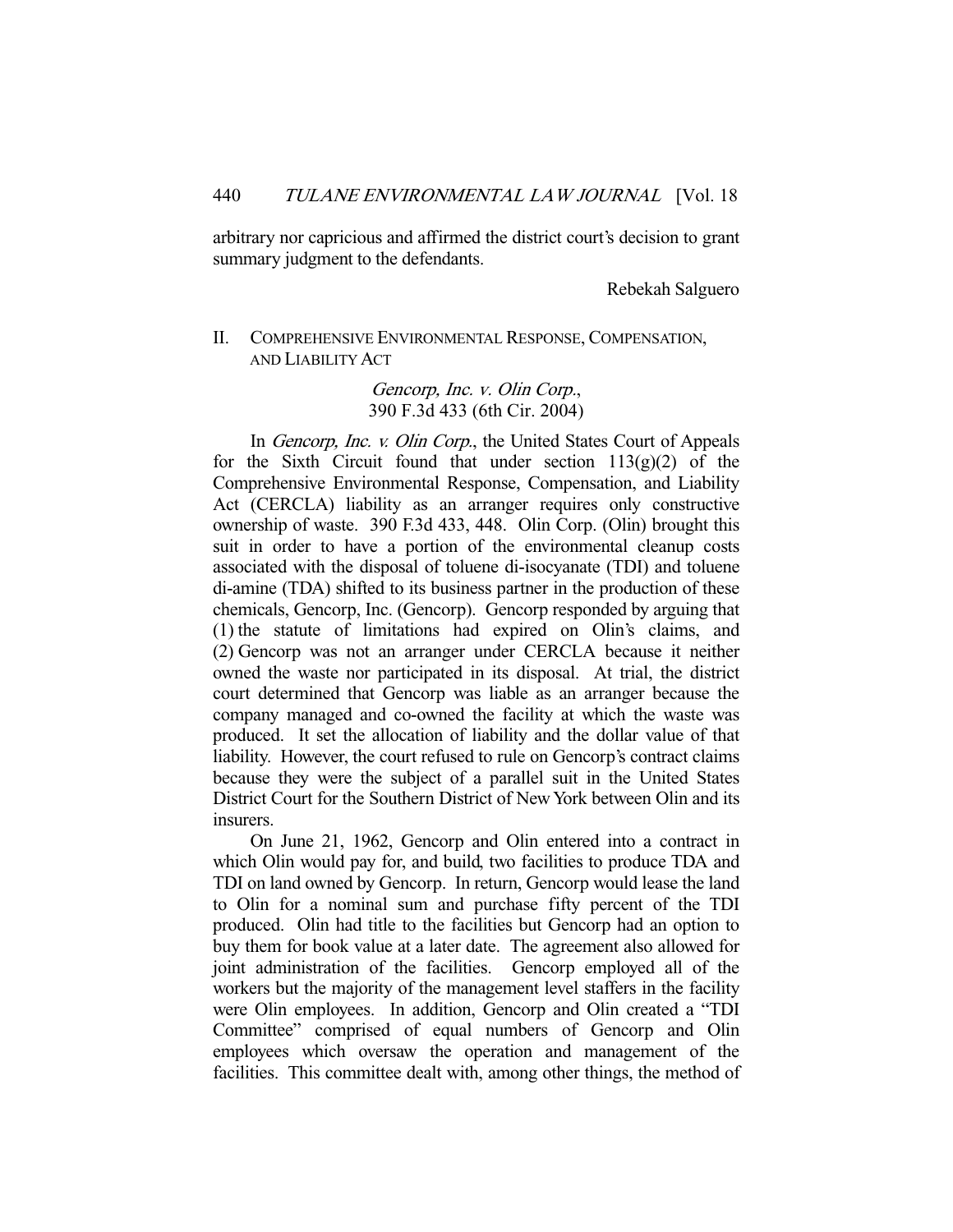arbitrary nor capricious and affirmed the district court's decision to grant summary judgment to the defendants.

Rebekah Salguero

## II. COMPREHENSIVE ENVIRONMENTAL RESPONSE, COMPENSATION, AND LIABILITY ACT

### *Gencorp, Inc. v. Olin Corp.*, 390 F.3d 433 (6th Cir. 2004)

In *Gencorp, Inc. v. Olin Corp.*, the United States Court of Appeals for the Sixth Circuit found that under section 113(g)(2) of the Comprehensive Environmental Response, Compensation, and Liability Act (CERCLA) liability as an arranger requires only constructive ownership of waste. 390 F.3d 433, 448. Olin Corp. (Olin) brought this suit in order to have a portion of the environmental cleanup costs associated with the disposal of toluene di-isocyanate (TDI) and toluene di-amine (TDA) shifted to its business partner in the production of these chemicals, Gencorp, Inc. (Gencorp). Gencorp responded by arguing that (1) the statute of limitations had expired on Olin's claims, and (2) Gencorp was not an arranger under CERCLA because it neither owned the waste nor participated in its disposal. At trial, the district court determined that Gencorp was liable as an arranger because the company managed and co-owned the facility at which the waste was produced. It set the allocation of liability and the dollar value of that liability. However, the court refused to rule on Gencorp's contract claims because they were the subject of a parallel suit in the United States District Court for the Southern District of New York between Olin and its insurers.

On June 21, 1962, Gencorp and Olin entered into a contract in which Olin would pay for, and build, two facilities to produce TDA and TDI on land owned by Gencorp. In return, Gencorp would lease the land to Olin for a nominal sum and purchase fifty percent of the TDI produced. Olin had title to the facilities but Gencorp had an option to buy them for book value at a later date. The agreement also allowed for joint administration of the facilities. Gencorp employed all of the workers but the majority of the management level staffers in the facility were Olin employees. In addition, Gencorp and Olin created a "TDI Committee" comprised of equal numbers of Gencorp and Olin employees which oversaw the operation and management of the facilities. This committee dealt with, among other things, the method of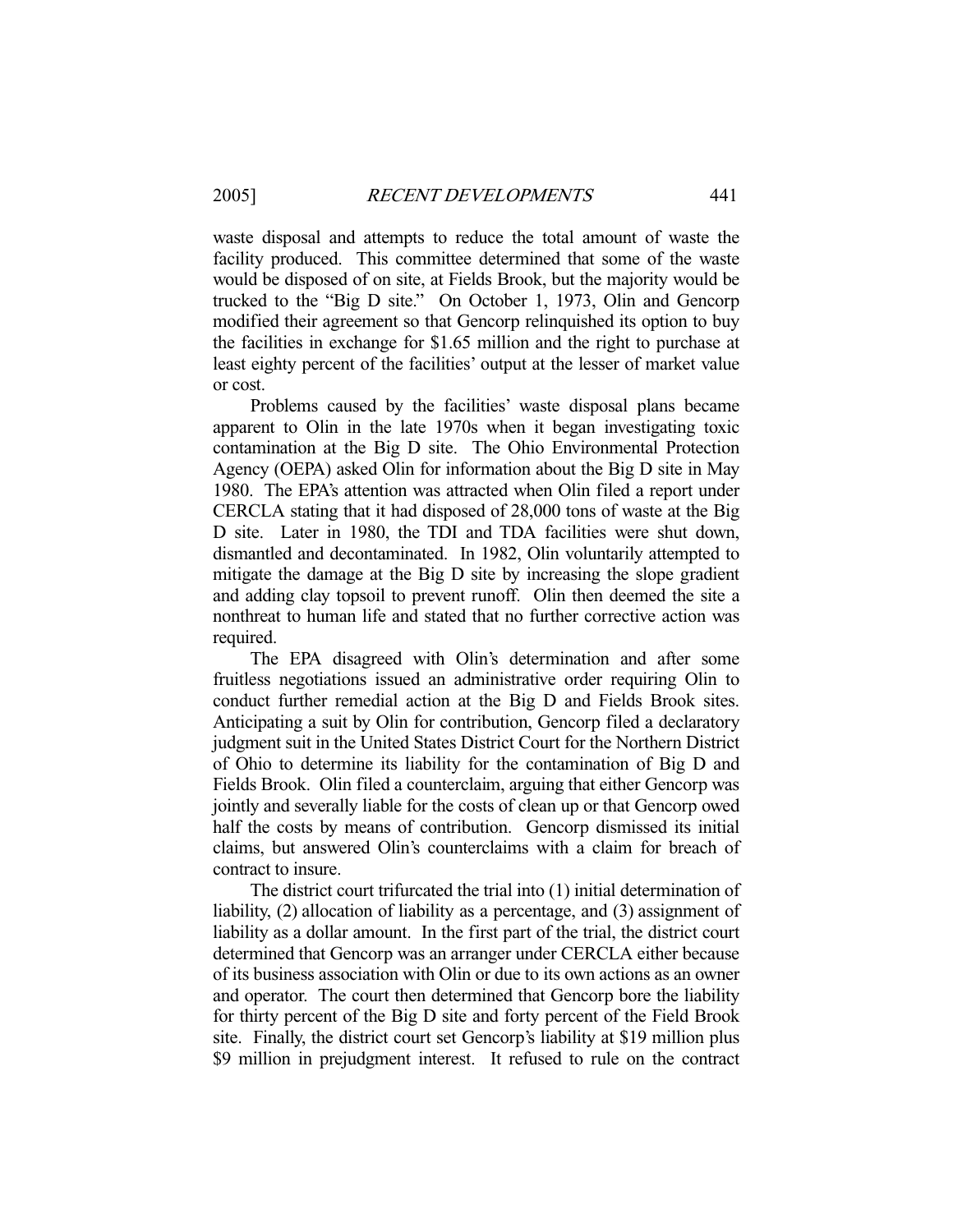waste disposal and attempts to reduce the total amount of waste the facility produced. This committee determined that some of the waste would be disposed of on site, at Fields Brook, but the majority would be trucked to the "Big D site." On October 1, 1973, Olin and Gencorp modified their agreement so that Gencorp relinquished its option to buy the facilities in exchange for $1.65 million and the right to purchase at least eighty percent of the facilities' output at the lesser of market value or cost.

Problems caused by the facilities' waste disposal plans became apparent to Olin in the late 1970s when it began investigating toxic contamination at the Big D site. The Ohio Environmental Protection Agency (OEPA) asked Olin for information about the Big D site in May 1980. The EPA's attention was attracted when Olin filed a report under CERCLA stating that it had disposed of 28,000 tons of waste at the Big D site. Later in 1980, the TDI and TDA facilities were shut down, dismantled and decontaminated. In 1982, Olin voluntarily attempted to mitigate the damage at the Big D site by increasing the slope gradient and adding clay topsoil to prevent runoff. Olin then deemed the site a nonthreat to human life and stated that no further corrective action was required.

The EPA disagreed with Olin's determination and after some fruitless negotiations issued an administrative order requiring Olin to conduct further remedial action at the Big D and Fields Brook sites. Anticipating a suit by Olin for contribution, Gencorp filed a declaratory judgment suit in the United States District Court for the Northern District of Ohio to determine its liability for the contamination of Big D and Fields Brook. Olin filed a counterclaim, arguing that either Gencorp was jointly and severally liable for the costs of clean up or that Gencorp owed half the costs by means of contribution. Gencorp dismissed its initial claims, but answered Olin's counterclaims with a claim for breach of contract to insure.

The district court trifurcated the trial into (1) initial determination of liability, (2) allocation of liability as a percentage, and (3) assignment of liability as a dollar amount. In the first part of the trial, the district court determined that Gencorp was an arranger under CERCLA either because of its business association with Olin or due to its own actions as an owner and operator. The court then determined that Gencorp bore the liability for thirty percent of the Big D site and forty percent of the Field Brook site. Finally, the district court set Gencorp's liability at $19 million plus $9 million in prejudgment interest. It refused to rule on the contract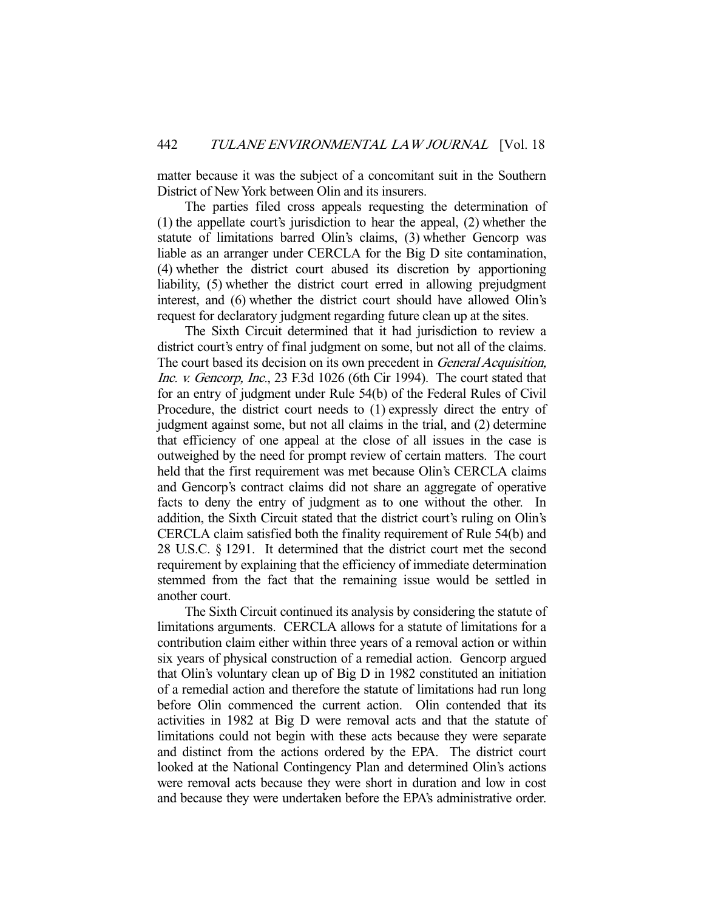matter because it was the subject of a concomitant suit in the Southern District of New York between Olin and its insurers.

The parties filed cross appeals requesting the determination of (1) the appellate court's jurisdiction to hear the appeal, (2) whether the statute of limitations barred Olin's claims, (3) whether Gencorp was liable as an arranger under CERCLA for the Big D site contamination, (4) whether the district court abused its discretion by apportioning liability, (5) whether the district court erred in allowing prejudgment interest, and (6) whether the district court should have allowed Olin's request for declaratory judgment regarding future clean up at the sites.

The Sixth Circuit determined that it had jurisdiction to review a district court's entry of final judgment on some, but not all of the claims. The court based its decision on its own precedent in *General Acquisition, Inc. v. Gencorp, Inc.*, 23 F.3d 1026 (6th Cir 1994). The court stated that for an entry of judgment under Rule 54(b) of the Federal Rules of Civil Procedure, the district court needs to (1) expressly direct the entry of judgment against some, but not all claims in the trial, and (2) determine that efficiency of one appeal at the close of all issues in the case is outweighed by the need for prompt review of certain matters. The court held that the first requirement was met because Olin's CERCLA claims and Gencorp's contract claims did not share an aggregate of operative facts to deny the entry of judgment as to one without the other. In addition, the Sixth Circuit stated that the district court's ruling on Olin's CERCLA claim satisfied both the finality requirement of Rule 54(b) and 28 U.S.C. § 1291. It determined that the district court met the second requirement by explaining that the efficiency of immediate determination stemmed from the fact that the remaining issue would be settled in another court.

The Sixth Circuit continued its analysis by considering the statute of limitations arguments. CERCLA allows for a statute of limitations for a contribution claim either within three years of a removal action or within six years of physical construction of a remedial action. Gencorp argued that Olin's voluntary clean up of Big D in 1982 constituted an initiation of a remedial action and therefore the statute of limitations had run long before Olin commenced the current action. Olin contended that its activities in 1982 at Big D were removal acts and that the statute of limitations could not begin with these acts because they were separate and distinct from the actions ordered by the EPA. The district court looked at the National Contingency Plan and determined Olin's actions were removal acts because they were short in duration and low in cost and because they were undertaken before the EPA's administrative order.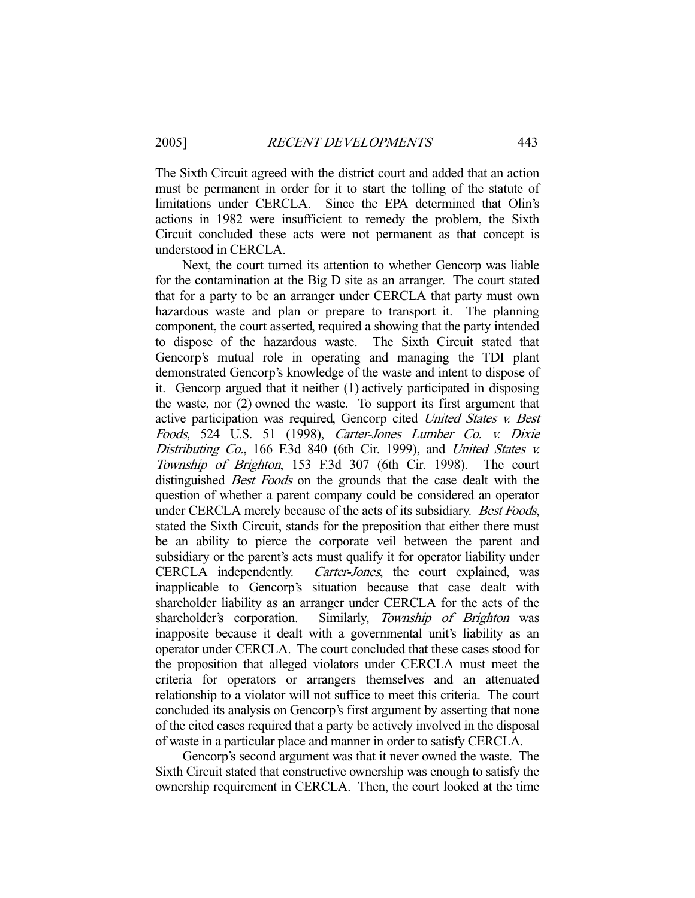The Sixth Circuit agreed with the district court and added that an action must be permanent in order for it to start the tolling of the statute of limitations under CERCLA. Since the EPA determined that Olin's actions in 1982 were insufficient to remedy the problem, the Sixth Circuit concluded these acts were not permanent as that concept is understood in CERCLA.

Next, the court turned its attention to whether Gencorp was liable for the contamination at the Big D site as an arranger. The court stated that for a party to be an arranger under CERCLA that party must own hazardous waste and plan or prepare to transport it. The planning component, the court asserted, required a showing that the party intended to dispose of the hazardous waste. The Sixth Circuit stated that Gencorp's mutual role in operating and managing the TDI plant demonstrated Gencorp's knowledge of the waste and intent to dispose of it. Gencorp argued that it neither (1) actively participated in disposing the waste, nor (2) owned the waste. To support its first argument that active participation was required, Gencorp cited *United States v. Best Foods*, 524 U.S. 51 (1998), *Carter-Jones Lumber Co. v. Dixie Distributing Co.*, 166 F.3d 840 (6th Cir. 1999), and *United States v. Township of Brighton*, 153 F.3d 307 (6th Cir. 1998). The court distinguished *Best Foods* on the grounds that the case dealt with the question of whether a parent company could be considered an operator under CERCLA merely because of the acts of its subsidiary. *Best Foods*, stated the Sixth Circuit, stands for the preposition that either there must be an ability to pierce the corporate veil between the parent and subsidiary or the parent's acts must qualify it for operator liability under CERCLA independently. *Carter-Jones*, the court explained, was inapplicable to Gencorp's situation because that case dealt with shareholder liability as an arranger under CERCLA for the acts of the shareholder's corporation. Similarly, *Township of Brighton* was inapposite because it dealt with a governmental unit's liability as an operator under CERCLA. The court concluded that these cases stood for the proposition that alleged violators under CERCLA must meet the criteria for operators or arrangers themselves and an attenuated relationship to a violator will not suffice to meet this criteria. The court concluded its analysis on Gencorp's first argument by asserting that none of the cited cases required that a party be actively involved in the disposal of waste in a particular place and manner in order to satisfy CERCLA.

Gencorp's second argument was that it never owned the waste. The Sixth Circuit stated that constructive ownership was enough to satisfy the ownership requirement in CERCLA. Then, the court looked at the time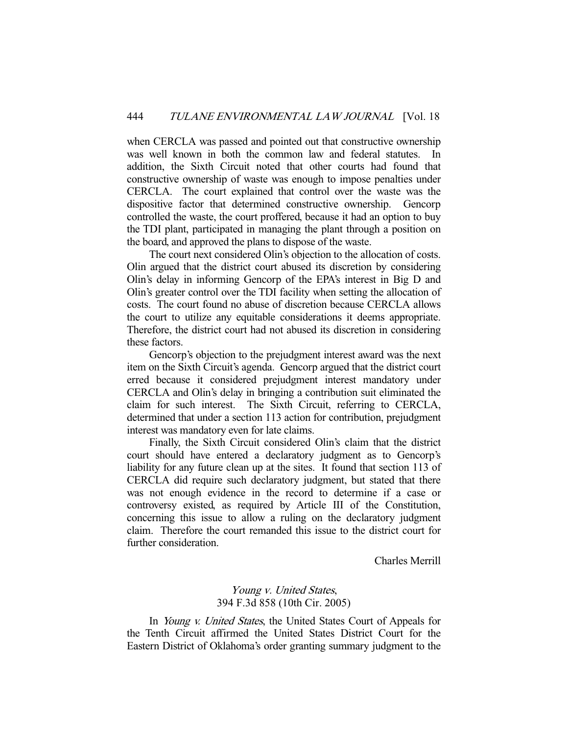when CERCLA was passed and pointed out that constructive ownership was well known in both the common law and federal statutes. In addition, the Sixth Circuit noted that other courts had found that constructive ownership of waste was enough to impose penalties under CERCLA. The court explained that control over the waste was the dispositive factor that determined constructive ownership. Gencorp controlled the waste, the court proffered, because it had an option to buy the TDI plant, participated in managing the plant through a position on the board, and approved the plans to dispose of the waste.

The court next considered Olin's objection to the allocation of costs. Olin argued that the district court abused its discretion by considering Olin's delay in informing Gencorp of the EPA's interest in Big D and Olin's greater control over the TDI facility when setting the allocation of costs. The court found no abuse of discretion because CERCLA allows the court to utilize any equitable considerations it deems appropriate. Therefore, the district court had not abused its discretion in considering these factors.

Gencorp's objection to the prejudgment interest award was the next item on the Sixth Circuit's agenda. Gencorp argued that the district court erred because it considered prejudgment interest mandatory under CERCLA and Olin's delay in bringing a contribution suit eliminated the claim for such interest. The Sixth Circuit, referring to CERCLA, determined that under a section 113 action for contribution, prejudgment interest was mandatory even for late claims.

Finally, the Sixth Circuit considered Olin's claim that the district court should have entered a declaratory judgment as to Gencorp's liability for any future clean up at the sites. It found that section 113 of CERCLA did require such declaratory judgment, but stated that there was not enough evidence in the record to determine if a case or controversy existed, as required by Article III of the Constitution, concerning this issue to allow a ruling on the declaratory judgment claim. Therefore the court remanded this issue to the district court for further consideration.

Charles Merrill

### *Young v. United States*, 394 F.3d 858 (10th Cir. 2005)

In *Young v. United States*, the United States Court of Appeals for the Tenth Circuit affirmed the United States District Court for the Eastern District of Oklahoma's order granting summary judgment to the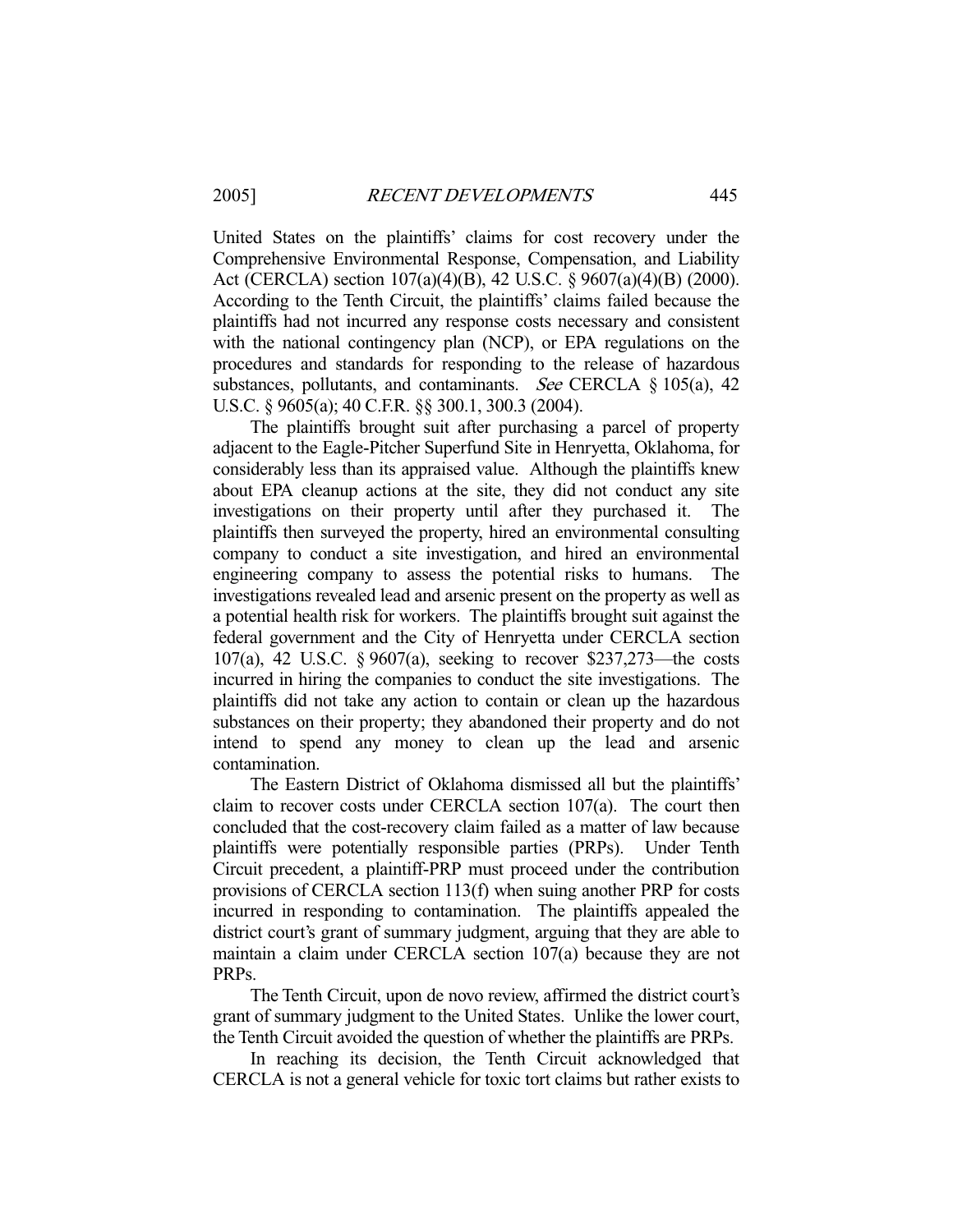United States on the plaintiffs' claims for cost recovery under the Comprehensive Environmental Response, Compensation, and Liability Act (CERCLA) section 107(a)(4)(B), 42 U.S.C. § 9607(a)(4)(B) (2000). According to the Tenth Circuit, the plaintiffs' claims failed because the plaintiffs had not incurred any response costs necessary and consistent with the national contingency plan (NCP), or EPA regulations on the procedures and standards for responding to the release of hazardous substances, pollutants, and contaminants. *See* CERCLA § 105(a), 42 U.S.C. § 9605(a); 40 C.F.R. §§ 300.1, 300.3 (2004).

The plaintiffs brought suit after purchasing a parcel of property adjacent to the Eagle-Pitcher Superfund Site in Henryetta, Oklahoma, for considerably less than its appraised value. Although the plaintiffs knew about EPA cleanup actions at the site, they did not conduct any site investigations on their property until after they purchased it. The plaintiffs then surveyed the property, hired an environmental consulting company to conduct a site investigation, and hired an environmental engineering company to assess the potential risks to humans. The investigations revealed lead and arsenic present on the property as well as a potential health risk for workers. The plaintiffs brought suit against the federal government and the City of Henryetta under CERCLA section 107(a), 42 U.S.C. § 9607(a), seeking to recover $237,273—the costs incurred in hiring the companies to conduct the site investigations. The plaintiffs did not take any action to contain or clean up the hazardous substances on their property; they abandoned their property and do not intend to spend any money to clean up the lead and arsenic contamination.

The Eastern District of Oklahoma dismissed all but the plaintiffs' claim to recover costs under CERCLA section 107(a). The court then concluded that the cost-recovery claim failed as a matter of law because plaintiffs were potentially responsible parties (PRPs). Under Tenth Circuit precedent, a plaintiff-PRP must proceed under the contribution provisions of CERCLA section 113(f) when suing another PRP for costs incurred in responding to contamination. The plaintiffs appealed the district court's grant of summary judgment, arguing that they are able to maintain a claim under CERCLA section 107(a) because they are not PRPs.

The Tenth Circuit, upon de novo review, affirmed the district court's grant of summary judgment to the United States. Unlike the lower court, the Tenth Circuit avoided the question of whether the plaintiffs are PRPs.

In reaching its decision, the Tenth Circuit acknowledged that CERCLA is not a general vehicle for toxic tort claims but rather exists to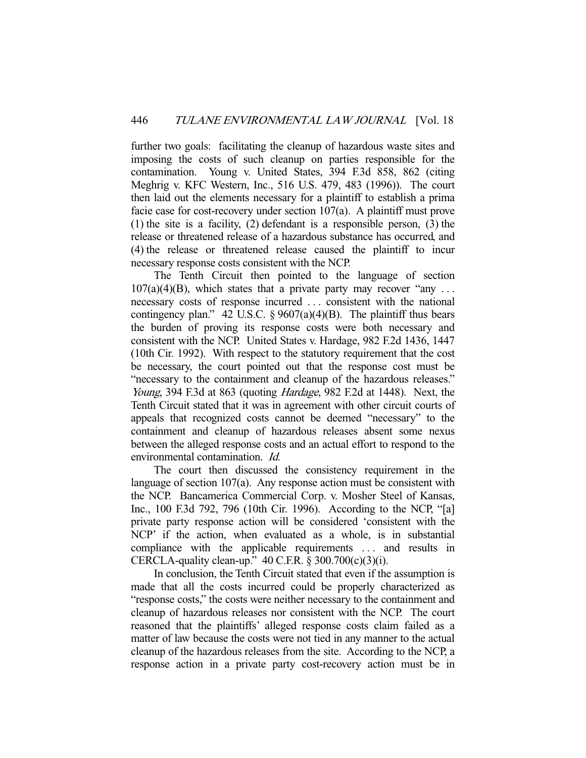further two goals: facilitating the cleanup of hazardous waste sites and imposing the costs of such cleanup on parties responsible for the contamination. Young v. United States, 394 F.3d 858, 862 (citing Meghrig v. KFC Western, Inc., 516 U.S. 479, 483 (1996)). The court then laid out the elements necessary for a plaintiff to establish a prima facie case for cost-recovery under section 107(a). A plaintiff must prove (1) the site is a facility, (2) defendant is a responsible person, (3) the release or threatened release of a hazardous substance has occurred, and (4) the release or threatened release caused the plaintiff to incur necessary response costs consistent with the NCP.

The Tenth Circuit then pointed to the language of section 107(a)(4)(B), which states that a private party may recover "any . . . necessary costs of response incurred . . . consistent with the national contingency plan." 42 U.S.C. § 9607(a)(4)(B). The plaintiff thus bears the burden of proving its response costs were both necessary and consistent with the NCP. United States v. Hardage, 982 F.2d 1436, 1447 (10th Cir. 1992). With respect to the statutory requirement that the cost be necessary, the court pointed out that the response cost must be "necessary to the containment and cleanup of the hazardous releases." *Young*, 394 F.3d at 863 (quoting *Hardage*, 982 F.2d at 1448). Next, the Tenth Circuit stated that it was in agreement with other circuit courts of appeals that recognized costs cannot be deemed "necessary" to the containment and cleanup of hazardous releases absent some nexus between the alleged response costs and an actual effort to respond to the environmental contamination. *Id.*

The court then discussed the consistency requirement in the language of section 107(a). Any response action must be consistent with the NCP. Bancamerica Commercial Corp. v. Mosher Steel of Kansas, Inc., 100 F.3d 792, 796 (10th Cir. 1996). According to the NCP, "[a] private party response action will be considered 'consistent with the NCP' if the action, when evaluated as a whole, is in substantial compliance with the applicable requirements . . . and results in CERCLA-quality clean-up." 40 C.F.R. § 300.700(c)(3)(i).

In conclusion, the Tenth Circuit stated that even if the assumption is made that all the costs incurred could be properly characterized as "response costs," the costs were neither necessary to the containment and cleanup of hazardous releases nor consistent with the NCP. The court reasoned that the plaintiffs' alleged response costs claim failed as a matter of law because the costs were not tied in any manner to the actual cleanup of the hazardous releases from the site. According to the NCP, a response action in a private party cost-recovery action must be in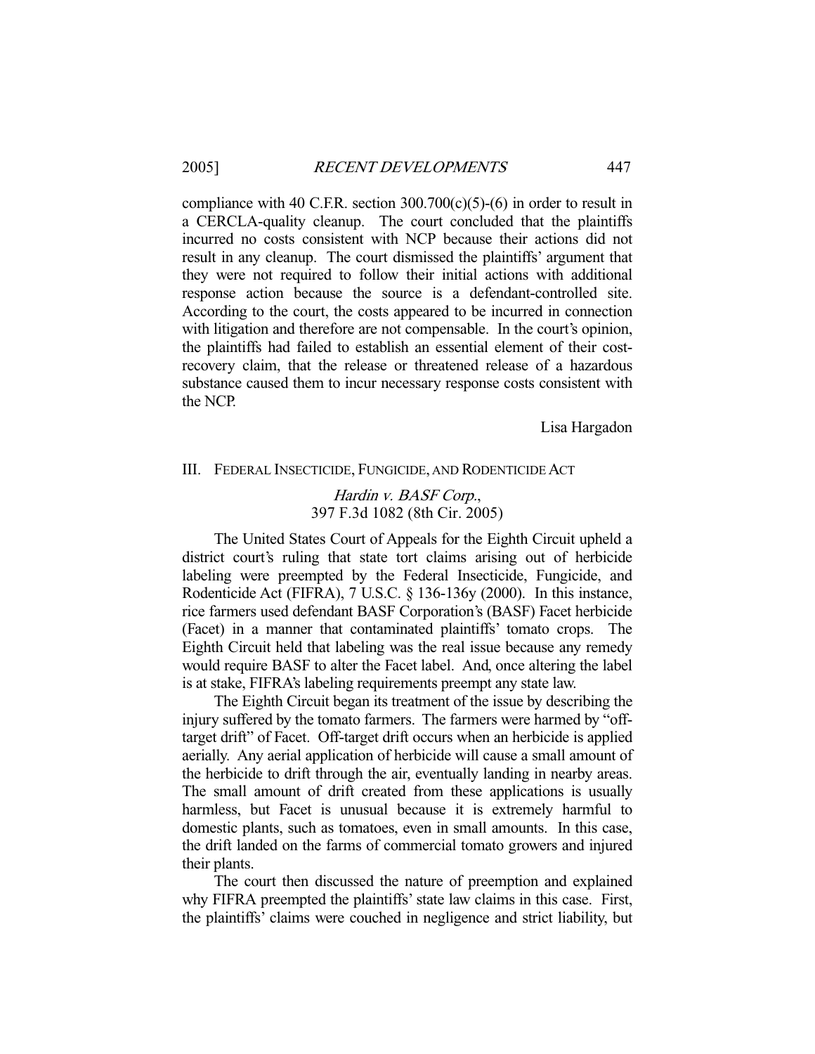compliance with 40 C.F.R. section 300.700(c)(5)-(6) in order to result in a CERCLA-quality cleanup. The court concluded that the plaintiffs incurred no costs consistent with NCP because their actions did not result in any cleanup. The court dismissed the plaintiffs' argument that they were not required to follow their initial actions with additional response action because the source is a defendant-controlled site. According to the court, the costs appeared to be incurred in connection with litigation and therefore are not compensable. In the court's opinion, the plaintiffs had failed to establish an essential element of their cost-recovery claim, that the release or threatened release of a hazardous substance caused them to incur necessary response costs consistent with the NCP.

Lisa Hargadon

## III. Federal Insecticide, Fungicide, and Rodenticide Act

### *Hardin v. BASF Corp.*, 397 F.3d 1082 (8th Cir. 2005)

The United States Court of Appeals for the Eighth Circuit upheld a district court's ruling that state tort claims arising out of herbicide labeling were preempted by the Federal Insecticide, Fungicide, and Rodenticide Act (FIFRA), 7 U.S.C. § 136-136y (2000). In this instance, rice farmers used defendant BASF Corporation's (BASF) Facet herbicide (Facet) in a manner that contaminated plaintiffs' tomato crops. The Eighth Circuit held that labeling was the real issue because any remedy would require BASF to alter the Facet label. And, once altering the label is at stake, FIFRA's labeling requirements preempt any state law.

The Eighth Circuit began its treatment of the issue by describing the injury suffered by the tomato farmers. The farmers were harmed by "off-target drift" of Facet. Off-target drift occurs when an herbicide is applied aerially. Any aerial application of herbicide will cause a small amount of the herbicide to drift through the air, eventually landing in nearby areas. The small amount of drift created from these applications is usually harmless, but Facet is unusual because it is extremely harmful to domestic plants, such as tomatoes, even in small amounts. In this case, the drift landed on the farms of commercial tomato growers and injured their plants.

The court then discussed the nature of preemption and explained why FIFRA preempted the plaintiffs' state law claims in this case. First, the plaintiffs' claims were couched in negligence and strict liability, but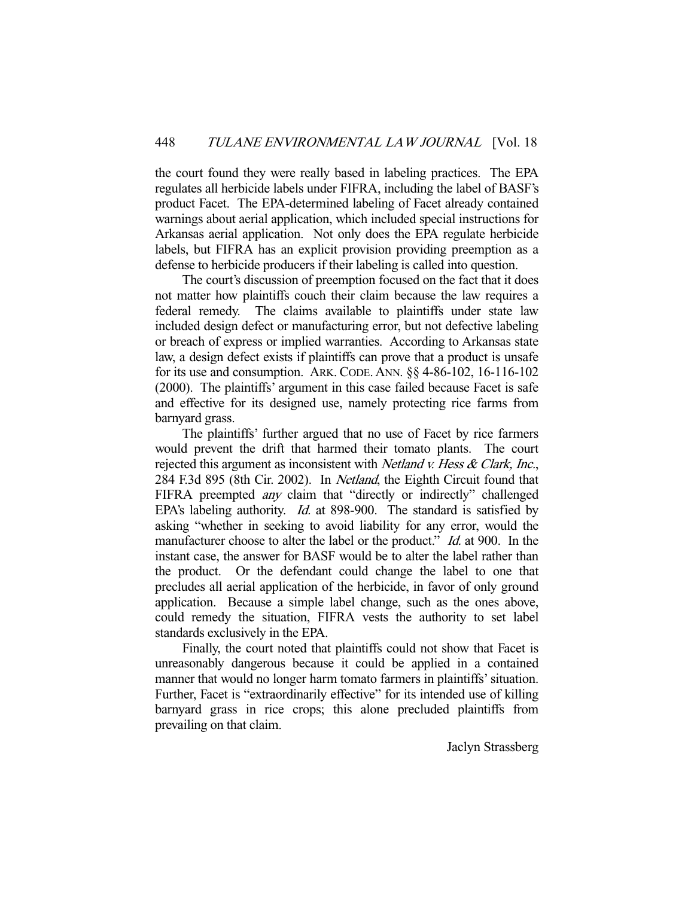the court found they were really based in labeling practices. The EPA regulates all herbicide labels under FIFRA, including the label of BASF's product Facet. The EPA-determined labeling of Facet already contained warnings about aerial application, which included special instructions for Arkansas aerial application. Not only does the EPA regulate herbicide labels, but FIFRA has an explicit provision providing preemption as a defense to herbicide producers if their labeling is called into question.

The court's discussion of preemption focused on the fact that it does not matter how plaintiffs couch their claim because the law requires a federal remedy. The claims available to plaintiffs under state law included design defect or manufacturing error, but not defective labeling or breach of express or implied warranties. According to Arkansas state law, a design defect exists if plaintiffs can prove that a product is unsafe for its use and consumption. ARK. CODE. ANN. §§ 4-86-102, 16-116-102 (2000). The plaintiffs' argument in this case failed because Facet is safe and effective for its designed use, namely protecting rice farms from barnyard grass.

The plaintiffs' further argued that no use of Facet by rice farmers would prevent the drift that harmed their tomato plants. The court rejected this argument as inconsistent with *Netland v. Hess & Clark, Inc.*, 284 F.3d 895 (8th Cir. 2002). In *Netland*, the Eighth Circuit found that FIFRA preempted *any* claim that "directly or indirectly" challenged EPA's labeling authority. *Id.* at 898-900. The standard is satisfied by asking "whether in seeking to avoid liability for any error, would the manufacturer choose to alter the label or the product." *Id.* at 900. In the instant case, the answer for BASF would be to alter the label rather than the product. Or the defendant could change the label to one that precludes all aerial application of the herbicide, in favor of only ground application. Because a simple label change, such as the ones above, could remedy the situation, FIFRA vests the authority to set label standards exclusively in the EPA.

Finally, the court noted that plaintiffs could not show that Facet is unreasonably dangerous because it could be applied in a contained manner that would no longer harm tomato farmers in plaintiffs' situation. Further, Facet is "extraordinarily effective" for its intended use of killing barnyard grass in rice crops; this alone precluded plaintiffs from prevailing on that claim.

Jaclyn Strassberg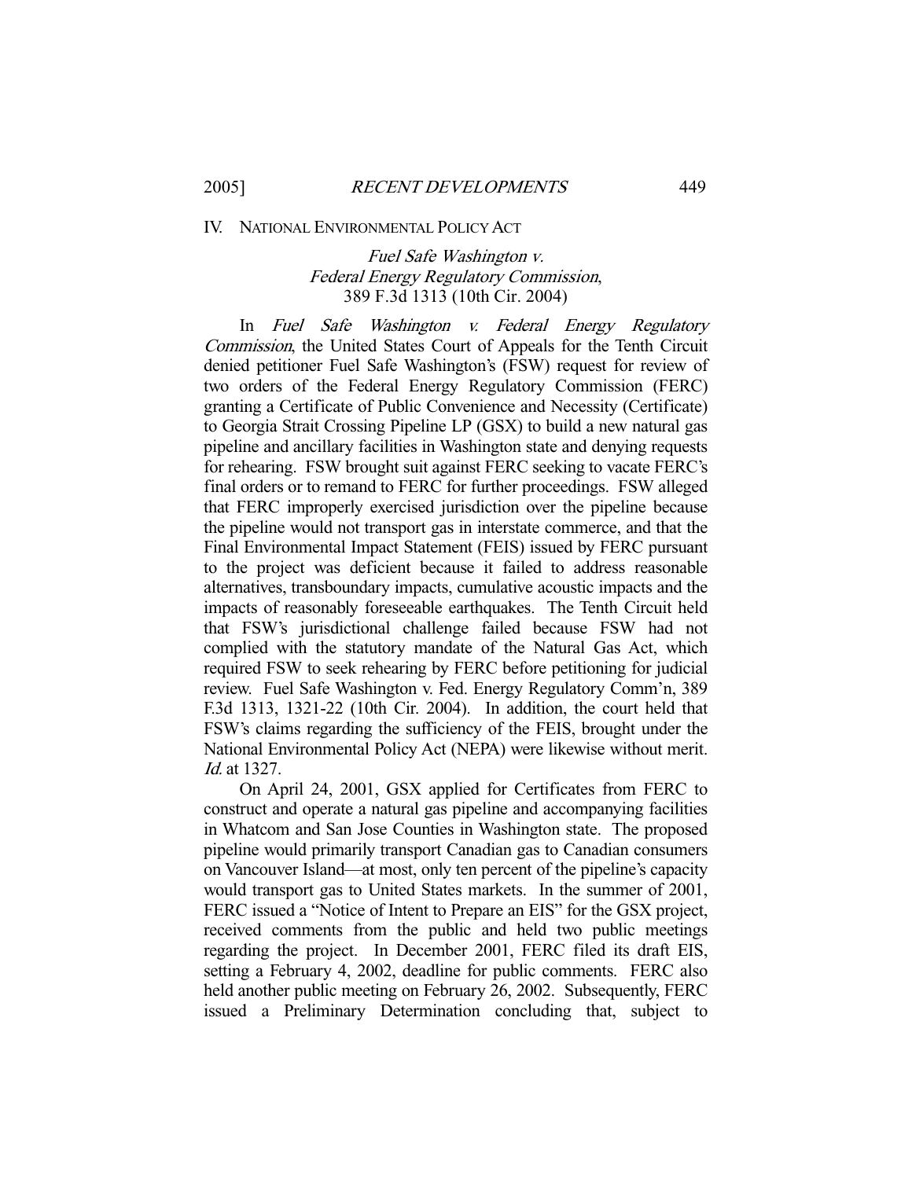## IV. NATIONAL ENVIRONMENTAL POLICY ACT

### *Fuel Safe Washington v. Federal Energy Regulatory Commission*, 389 F.3d 1313 (10th Cir. 2004)

In *Fuel Safe Washington v. Federal Energy Regulatory Commission*, the United States Court of Appeals for the Tenth Circuit denied petitioner Fuel Safe Washington's (FSW) request for review of two orders of the Federal Energy Regulatory Commission (FERC) granting a Certificate of Public Convenience and Necessity (Certificate) to Georgia Strait Crossing Pipeline LP (GSX) to build a new natural gas pipeline and ancillary facilities in Washington state and denying requests for rehearing. FSW brought suit against FERC seeking to vacate FERC's final orders or to remand to FERC for further proceedings. FSW alleged that FERC improperly exercised jurisdiction over the pipeline because the pipeline would not transport gas in interstate commerce, and that the Final Environmental Impact Statement (FEIS) issued by FERC pursuant to the project was deficient because it failed to address reasonable alternatives, transboundary impacts, cumulative acoustic impacts and the impacts of reasonably foreseeable earthquakes. The Tenth Circuit held that FSW's jurisdictional challenge failed because FSW had not complied with the statutory mandate of the Natural Gas Act, which required FSW to seek rehearing by FERC before petitioning for judicial review. Fuel Safe Washington v. Fed. Energy Regulatory Comm'n, 389 F.3d 1313, 1321-22 (10th Cir. 2004). In addition, the court held that FSW's claims regarding the sufficiency of the FEIS, brought under the National Environmental Policy Act (NEPA) were likewise without merit. *Id.* at 1327.

On April 24, 2001, GSX applied for Certificates from FERC to construct and operate a natural gas pipeline and accompanying facilities in Whatcom and San Jose Counties in Washington state. The proposed pipeline would primarily transport Canadian gas to Canadian consumers on Vancouver Island—at most, only ten percent of the pipeline's capacity would transport gas to United States markets. In the summer of 2001, FERC issued a "Notice of Intent to Prepare an EIS" for the GSX project, received comments from the public and held two public meetings regarding the project. In December 2001, FERC filed its draft EIS, setting a February 4, 2002, deadline for public comments. FERC also held another public meeting on February 26, 2002. Subsequently, FERC issued a Preliminary Determination concluding that, subject to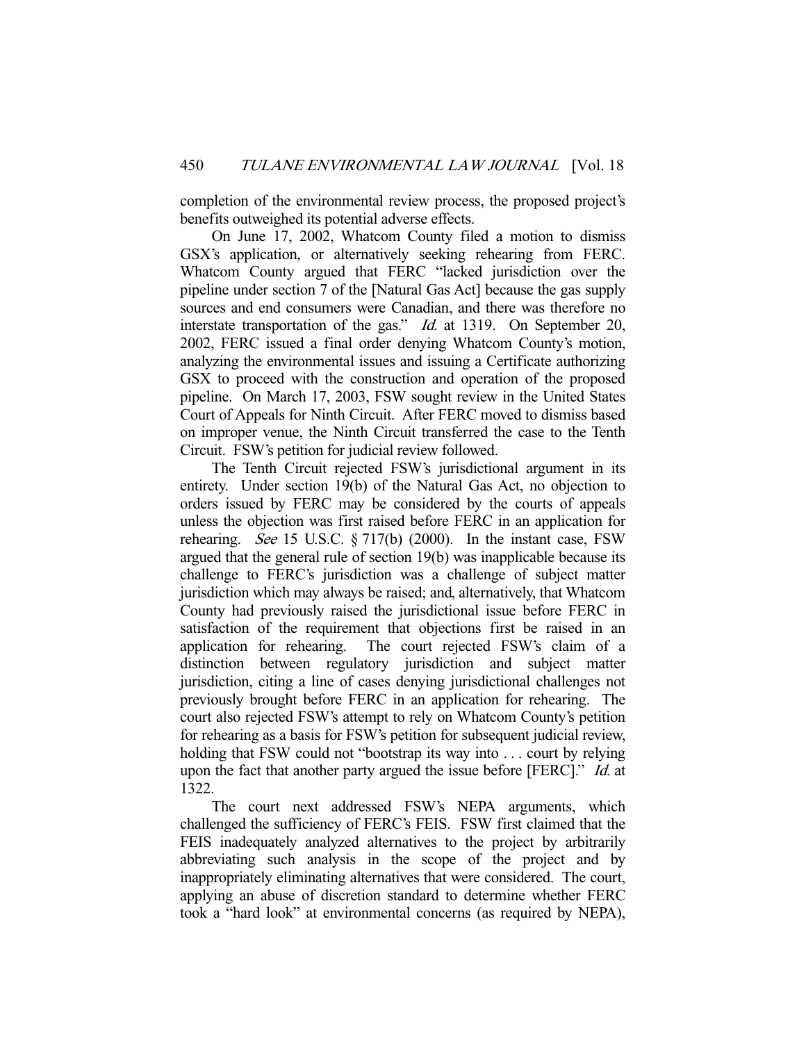completion of the environmental review process, the proposed project's benefits outweighed its potential adverse effects.

On June 17, 2002, Whatcom County filed a motion to dismiss GSX's application, or alternatively seeking rehearing from FERC. Whatcom County argued that FERC "lacked jurisdiction over the pipeline under section 7 of the [Natural Gas Act] because the gas supply sources and end consumers were Canadian, and there was therefore no interstate transportation of the gas." *Id.* at 1319. On September 20, 2002, FERC issued a final order denying Whatcom County's motion, analyzing the environmental issues and issuing a Certificate authorizing GSX to proceed with the construction and operation of the proposed pipeline. On March 17, 2003, FSW sought review in the United States Court of Appeals for Ninth Circuit. After FERC moved to dismiss based on improper venue, the Ninth Circuit transferred the case to the Tenth Circuit. FSW's petition for judicial review followed.

The Tenth Circuit rejected FSW's jurisdictional argument in its entirety. Under section 19(b) of the Natural Gas Act, no objection to orders issued by FERC may be considered by the courts of appeals unless the objection was first raised before FERC in an application for rehearing. *See* 15 U.S.C. § 717(b) (2000). In the instant case, FSW argued that the general rule of section 19(b) was inapplicable because its challenge to FERC's jurisdiction was a challenge of subject matter jurisdiction which may always be raised; and, alternatively, that Whatcom County had previously raised the jurisdictional issue before FERC in satisfaction of the requirement that objections first be raised in an application for rehearing. The court rejected FSW's claim of a distinction between regulatory jurisdiction and subject matter jurisdiction, citing a line of cases denying jurisdictional challenges not previously brought before FERC in an application for rehearing. The court also rejected FSW's attempt to rely on Whatcom County's petition for rehearing as a basis for FSW's petition for subsequent judicial review, holding that FSW could not "bootstrap its way into . . . court by relying upon the fact that another party argued the issue before [FERC]." *Id.* at 1322.

The court next addressed FSW's NEPA arguments, which challenged the sufficiency of FERC's FEIS. FSW first claimed that the FEIS inadequately analyzed alternatives to the project by arbitrarily abbreviating such analysis in the scope of the project and by inappropriately eliminating alternatives that were considered. The court, applying an abuse of discretion standard to determine whether FERC took a "hard look" at environmental concerns (as required by NEPA),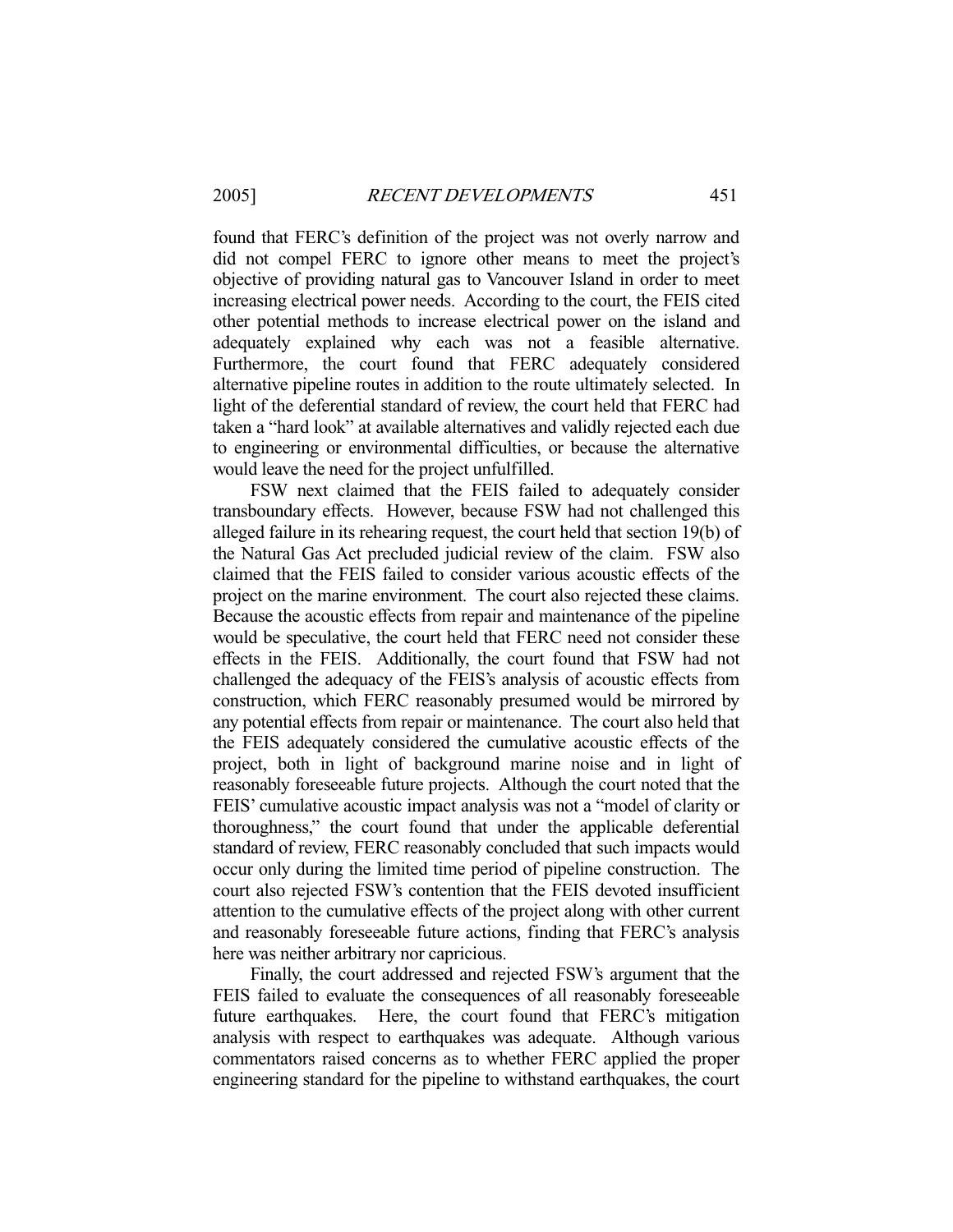found that FERC's definition of the project was not overly narrow and did not compel FERC to ignore other means to meet the project's objective of providing natural gas to Vancouver Island in order to meet increasing electrical power needs. According to the court, the FEIS cited other potential methods to increase electrical power on the island and adequately explained why each was not a feasible alternative. Furthermore, the court found that FERC adequately considered alternative pipeline routes in addition to the route ultimately selected. In light of the deferential standard of review, the court held that FERC had taken a "hard look" at available alternatives and validly rejected each due to engineering or environmental difficulties, or because the alternative would leave the need for the project unfulfilled.

FSW next claimed that the FEIS failed to adequately consider transboundary effects. However, because FSW had not challenged this alleged failure in its rehearing request, the court held that section 19(b) of the Natural Gas Act precluded judicial review of the claim. FSW also claimed that the FEIS failed to consider various acoustic effects of the project on the marine environment. The court also rejected these claims. Because the acoustic effects from repair and maintenance of the pipeline would be speculative, the court held that FERC need not consider these effects in the FEIS. Additionally, the court found that FSW had not challenged the adequacy of the FEIS's analysis of acoustic effects from construction, which FERC reasonably presumed would be mirrored by any potential effects from repair or maintenance. The court also held that the FEIS adequately considered the cumulative acoustic effects of the project, both in light of background marine noise and in light of reasonably foreseeable future projects. Although the court noted that the FEIS' cumulative acoustic impact analysis was not a "model of clarity or thoroughness," the court found that under the applicable deferential standard of review, FERC reasonably concluded that such impacts would occur only during the limited time period of pipeline construction. The court also rejected FSW's contention that the FEIS devoted insufficient attention to the cumulative effects of the project along with other current and reasonably foreseeable future actions, finding that FERC's analysis here was neither arbitrary nor capricious.

Finally, the court addressed and rejected FSW's argument that the FEIS failed to evaluate the consequences of all reasonably foreseeable future earthquakes. Here, the court found that FERC's mitigation analysis with respect to earthquakes was adequate. Although various commentators raised concerns as to whether FERC applied the proper engineering standard for the pipeline to withstand earthquakes, the court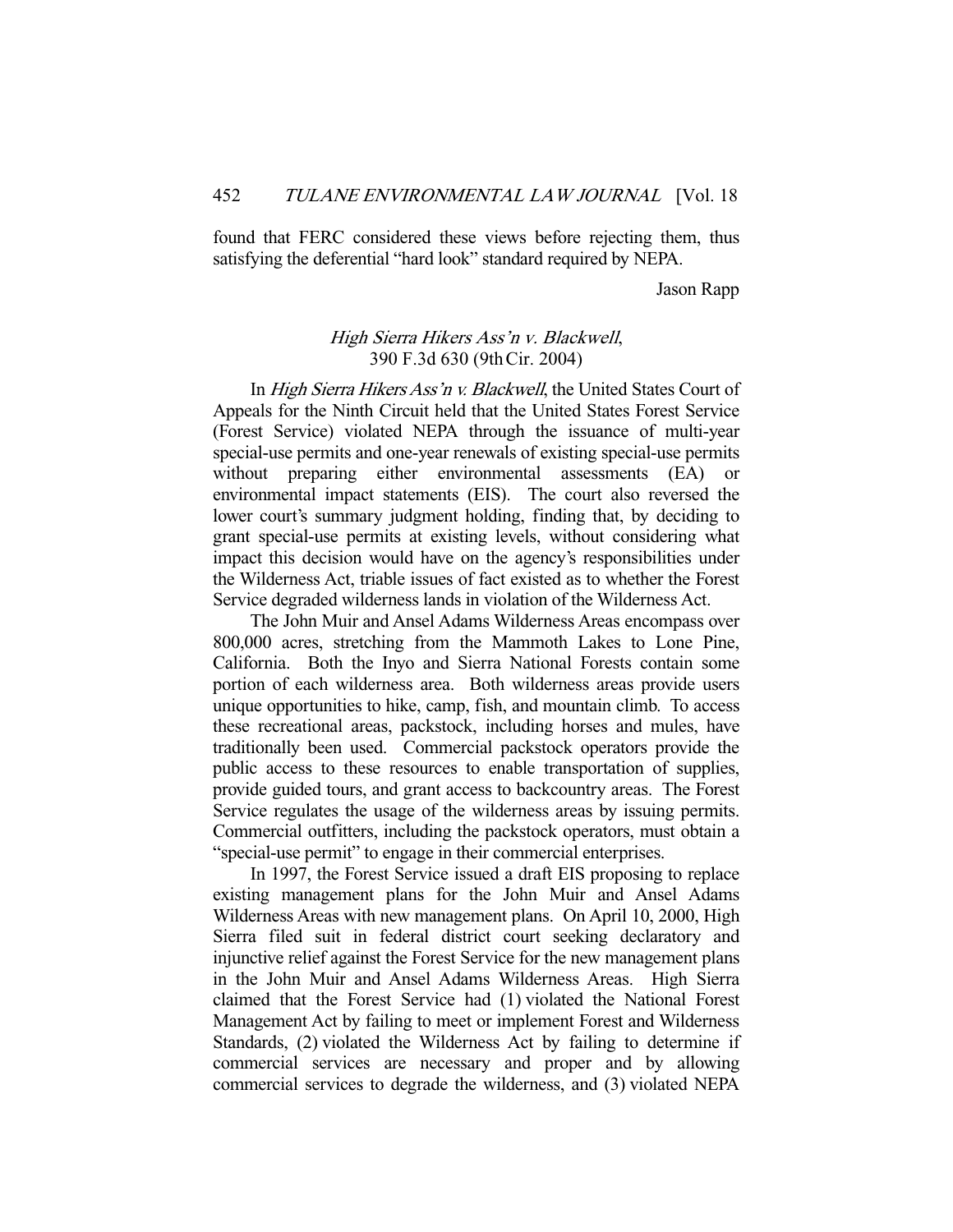found that FERC considered these views before rejecting them, thus satisfying the deferential "hard look" standard required by NEPA.

Jason Rapp

### *High Sierra Hikers Ass'n v. Blackwell*, 390 F.3d 630 (9th Cir. 2004)

In *High Sierra Hikers Ass'n v. Blackwell*, the United States Court of Appeals for the Ninth Circuit held that the United States Forest Service (Forest Service) violated NEPA through the issuance of multi-year special-use permits and one-year renewals of existing special-use permits without preparing either environmental assessments (EA) or environmental impact statements (EIS). The court also reversed the lower court's summary judgment holding, finding that, by deciding to grant special-use permits at existing levels, without considering what impact this decision would have on the agency's responsibilities under the Wilderness Act, triable issues of fact existed as to whether the Forest Service degraded wilderness lands in violation of the Wilderness Act.

The John Muir and Ansel Adams Wilderness Areas encompass over 800,000 acres, stretching from the Mammoth Lakes to Lone Pine, California. Both the Inyo and Sierra National Forests contain some portion of each wilderness area. Both wilderness areas provide users unique opportunities to hike, camp, fish, and mountain climb. To access these recreational areas, packstock, including horses and mules, have traditionally been used. Commercial packstock operators provide the public access to these resources to enable transportation of supplies, provide guided tours, and grant access to backcountry areas. The Forest Service regulates the usage of the wilderness areas by issuing permits. Commercial outfitters, including the packstock operators, must obtain a "special-use permit" to engage in their commercial enterprises.

In 1997, the Forest Service issued a draft EIS proposing to replace existing management plans for the John Muir and Ansel Adams Wilderness Areas with new management plans. On April 10, 2000, High Sierra filed suit in federal district court seeking declaratory and injunctive relief against the Forest Service for the new management plans in the John Muir and Ansel Adams Wilderness Areas. High Sierra claimed that the Forest Service had (1) violated the National Forest Management Act by failing to meet or implement Forest and Wilderness Standards, (2) violated the Wilderness Act by failing to determine if commercial services are necessary and proper and by allowing commercial services to degrade the wilderness, and (3) violated NEPA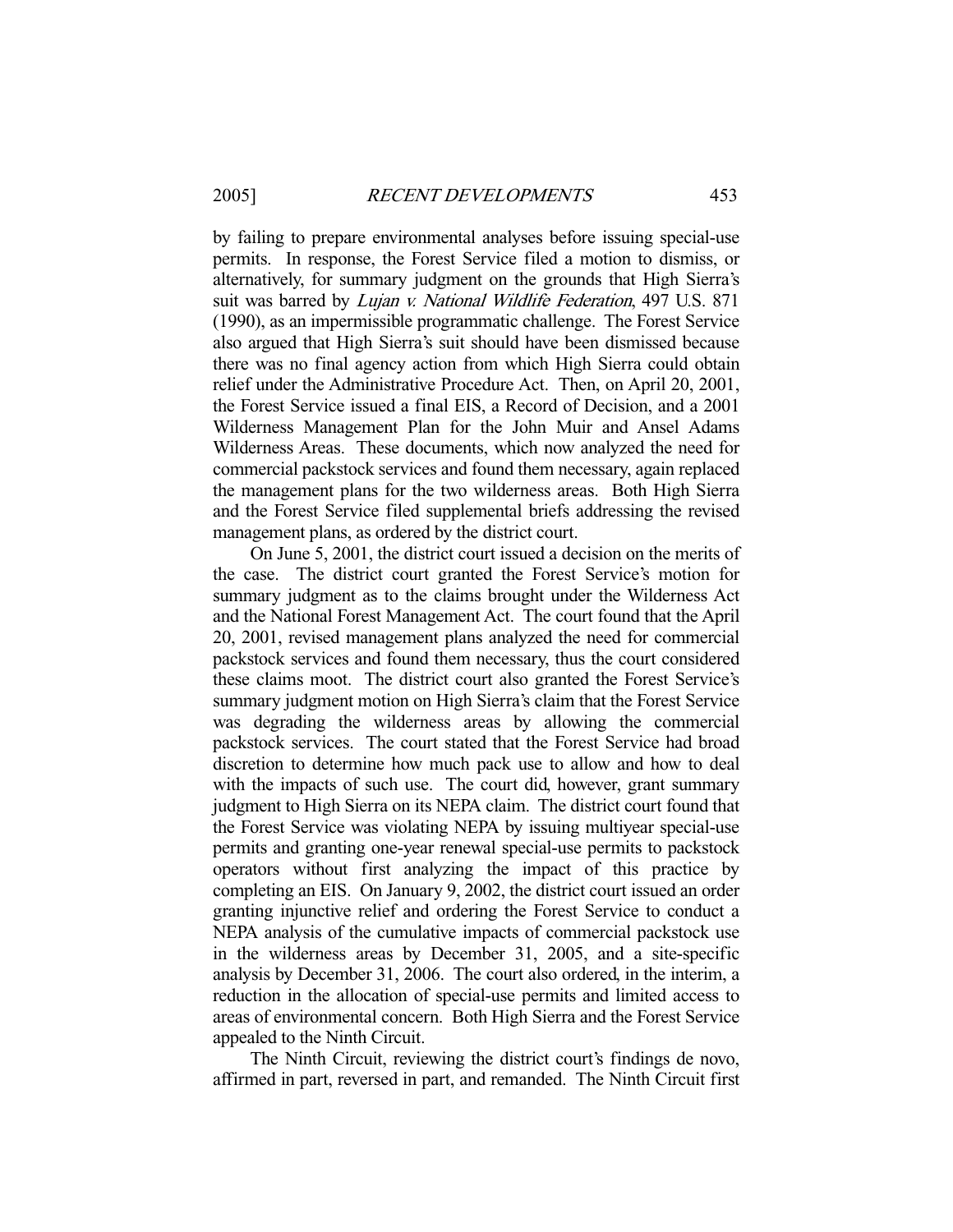by failing to prepare environmental analyses before issuing special-use permits. In response, the Forest Service filed a motion to dismiss, or alternatively, for summary judgment on the grounds that High Sierra's suit was barred by *Lujan v. National Wildlife Federation*, 497 U.S. 871 (1990), as an impermissible programmatic challenge. The Forest Service also argued that High Sierra's suit should have been dismissed because there was no final agency action from which High Sierra could obtain relief under the Administrative Procedure Act. Then, on April 20, 2001, the Forest Service issued a final EIS, a Record of Decision, and a 2001 Wilderness Management Plan for the John Muir and Ansel Adams Wilderness Areas. These documents, which now analyzed the need for commercial packstock services and found them necessary, again replaced the management plans for the two wilderness areas. Both High Sierra and the Forest Service filed supplemental briefs addressing the revised management plans, as ordered by the district court.

On June 5, 2001, the district court issued a decision on the merits of the case. The district court granted the Forest Service's motion for summary judgment as to the claims brought under the Wilderness Act and the National Forest Management Act. The court found that the April 20, 2001, revised management plans analyzed the need for commercial packstock services and found them necessary, thus the court considered these claims moot. The district court also granted the Forest Service's summary judgment motion on High Sierra's claim that the Forest Service was degrading the wilderness areas by allowing the commercial packstock services. The court stated that the Forest Service had broad discretion to determine how much pack use to allow and how to deal with the impacts of such use. The court did, however, grant summary judgment to High Sierra on its NEPA claim. The district court found that the Forest Service was violating NEPA by issuing multiyear special-use permits and granting one-year renewal special-use permits to packstock operators without first analyzing the impact of this practice by completing an EIS. On January 9, 2002, the district court issued an order granting injunctive relief and ordering the Forest Service to conduct a NEPA analysis of the cumulative impacts of commercial packstock use in the wilderness areas by December 31, 2005, and a site-specific analysis by December 31, 2006. The court also ordered, in the interim, a reduction in the allocation of special-use permits and limited access to areas of environmental concern. Both High Sierra and the Forest Service appealed to the Ninth Circuit.

The Ninth Circuit, reviewing the district court's findings de novo, affirmed in part, reversed in part, and remanded. The Ninth Circuit first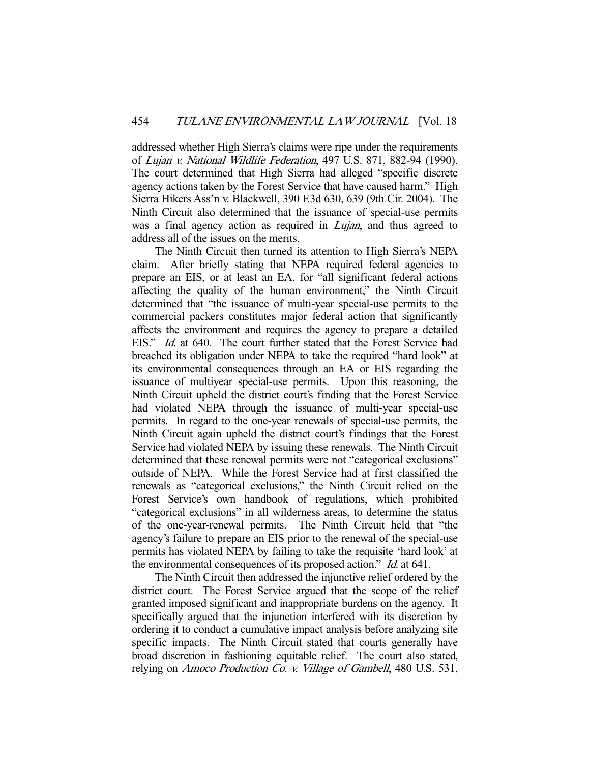addressed whether High Sierra's claims were ripe under the requirements of *Lujan v. National Wildlife Federation*, 497 U.S. 871, 882-94 (1990). The court determined that High Sierra had alleged "specific discrete agency actions taken by the Forest Service that have caused harm." High Sierra Hikers Ass'n v. Blackwell, 390 F.3d 630, 639 (9th Cir. 2004). The Ninth Circuit also determined that the issuance of special-use permits was a final agency action as required in *Lujan*, and thus agreed to address all of the issues on the merits.

The Ninth Circuit then turned its attention to High Sierra's NEPA claim. After briefly stating that NEPA required federal agencies to prepare an EIS, or at least an EA, for "all significant federal actions affecting the quality of the human environment," the Ninth Circuit determined that "the issuance of multi-year special-use permits to the commercial packers constitutes major federal action that significantly affects the environment and requires the agency to prepare a detailed EIS." *Id.* at 640. The court further stated that the Forest Service had breached its obligation under NEPA to take the required "hard look" at its environmental consequences through an EA or EIS regarding the issuance of multiyear special-use permits. Upon this reasoning, the Ninth Circuit upheld the district court's finding that the Forest Service had violated NEPA through the issuance of multi-year special-use permits. In regard to the one-year renewals of special-use permits, the Ninth Circuit again upheld the district court's findings that the Forest Service had violated NEPA by issuing these renewals. The Ninth Circuit determined that these renewal permits were not "categorical exclusions" outside of NEPA. While the Forest Service had at first classified the renewals as "categorical exclusions," the Ninth Circuit relied on the Forest Service's own handbook of regulations, which prohibited "categorical exclusions" in all wilderness areas, to determine the status of the one-year-renewal permits. The Ninth Circuit held that "the agency's failure to prepare an EIS prior to the renewal of the special-use permits has violated NEPA by failing to take the requisite 'hard look' at the environmental consequences of its proposed action." *Id.* at 641.

The Ninth Circuit then addressed the injunctive relief ordered by the district court. The Forest Service argued that the scope of the relief granted imposed significant and inappropriate burdens on the agency. It specifically argued that the injunction interfered with its discretion by ordering it to conduct a cumulative impact analysis before analyzing site specific impacts. The Ninth Circuit stated that courts generally have broad discretion in fashioning equitable relief. The court also stated, relying on *Amoco Production Co. v. Village of Gambell*, 480 U.S. 531,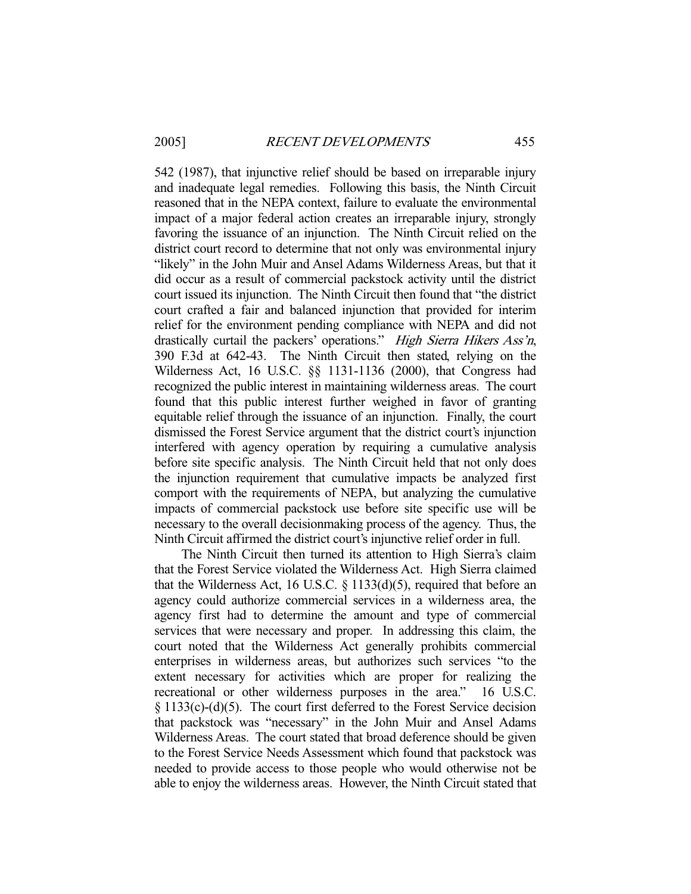542 (1987), that injunctive relief should be based on irreparable injury and inadequate legal remedies. Following this basis, the Ninth Circuit reasoned that in the NEPA context, failure to evaluate the environmental impact of a major federal action creates an irreparable injury, strongly favoring the issuance of an injunction. The Ninth Circuit relied on the district court record to determine that not only was environmental injury "likely" in the John Muir and Ansel Adams Wilderness Areas, but that it did occur as a result of commercial packstock activity until the district court issued its injunction. The Ninth Circuit then found that "the district court crafted a fair and balanced injunction that provided for interim relief for the environment pending compliance with NEPA and did not drastically curtail the packers' operations." *High Sierra Hikers Ass'n*, 390 F.3d at 642-43. The Ninth Circuit then stated, relying on the Wilderness Act, 16 U.S.C. §§ 1131-1136 (2000), that Congress had recognized the public interest in maintaining wilderness areas. The court found that this public interest further weighed in favor of granting equitable relief through the issuance of an injunction. Finally, the court dismissed the Forest Service argument that the district court's injunction interfered with agency operation by requiring a cumulative analysis before site specific analysis. The Ninth Circuit held that not only does the injunction requirement that cumulative impacts be analyzed first comport with the requirements of NEPA, but analyzing the cumulative impacts of commercial packstock use before site specific use will be necessary to the overall decisionmaking process of the agency. Thus, the Ninth Circuit affirmed the district court's injunctive relief order in full.

The Ninth Circuit then turned its attention to High Sierra's claim that the Forest Service violated the Wilderness Act. High Sierra claimed that the Wilderness Act, 16 U.S.C. § 1133(d)(5), required that before an agency could authorize commercial services in a wilderness area, the agency first had to determine the amount and type of commercial services that were necessary and proper. In addressing this claim, the court noted that the Wilderness Act generally prohibits commercial enterprises in wilderness areas, but authorizes such services "to the extent necessary for activities which are proper for realizing the recreational or other wilderness purposes in the area." 16 U.S.C. § 1133(c)-(d)(5). The court first deferred to the Forest Service decision that packstock was "necessary" in the John Muir and Ansel Adams Wilderness Areas. The court stated that broad deference should be given to the Forest Service Needs Assessment which found that packstock was needed to provide access to those people who would otherwise not be able to enjoy the wilderness areas. However, the Ninth Circuit stated that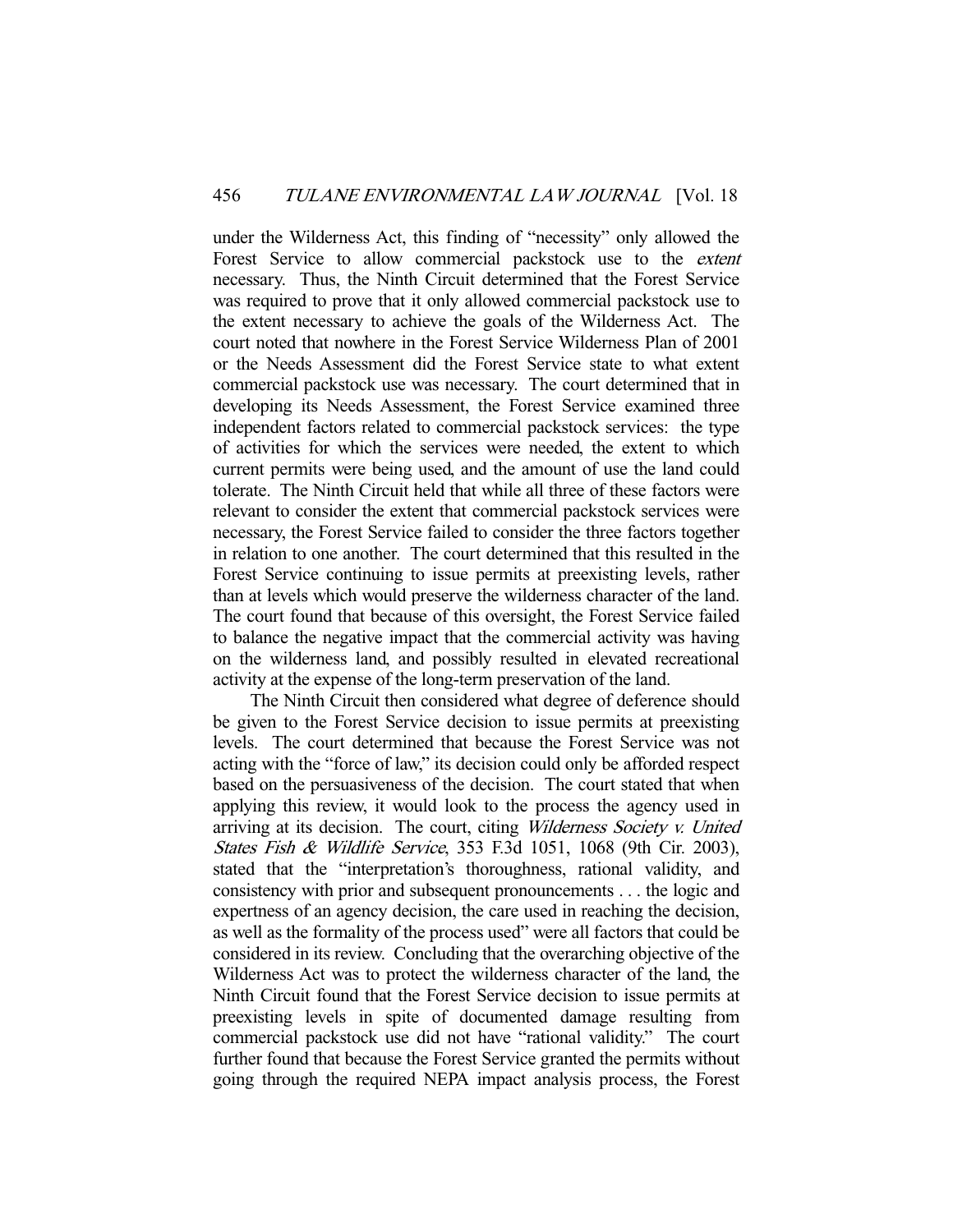under the Wilderness Act, this finding of "necessity" only allowed the Forest Service to allow commercial packstock use to the *extent* necessary. Thus, the Ninth Circuit determined that the Forest Service was required to prove that it only allowed commercial packstock use to the extent necessary to achieve the goals of the Wilderness Act. The court noted that nowhere in the Forest Service Wilderness Plan of 2001 or the Needs Assessment did the Forest Service state to what extent commercial packstock use was necessary. The court determined that in developing its Needs Assessment, the Forest Service examined three independent factors related to commercial packstock services: the type of activities for which the services were needed, the extent to which current permits were being used, and the amount of use the land could tolerate. The Ninth Circuit held that while all three of these factors were relevant to consider the extent that commercial packstock services were necessary, the Forest Service failed to consider the three factors together in relation to one another. The court determined that this resulted in the Forest Service continuing to issue permits at preexisting levels, rather than at levels which would preserve the wilderness character of the land. The court found that because of this oversight, the Forest Service failed to balance the negative impact that the commercial activity was having on the wilderness land, and possibly resulted in elevated recreational activity at the expense of the long-term preservation of the land.

The Ninth Circuit then considered what degree of deference should be given to the Forest Service decision to issue permits at preexisting levels. The court determined that because the Forest Service was not acting with the "force of law," its decision could only be afforded respect based on the persuasiveness of the decision. The court stated that when applying this review, it would look to the process the agency used in arriving at its decision. The court, citing *Wilderness Society v. United States Fish & Wildlife Service*, 353 F.3d 1051, 1068 (9th Cir. 2003), stated that the "interpretation's thoroughness, rational validity, and consistency with prior and subsequent pronouncements . . . the logic and expertness of an agency decision, the care used in reaching the decision, as well as the formality of the process used" were all factors that could be considered in its review. Concluding that the overarching objective of the Wilderness Act was to protect the wilderness character of the land, the Ninth Circuit found that the Forest Service decision to issue permits at preexisting levels in spite of documented damage resulting from commercial packstock use did not have "rational validity." The court further found that because the Forest Service granted the permits without going through the required NEPA impact analysis process, the Forest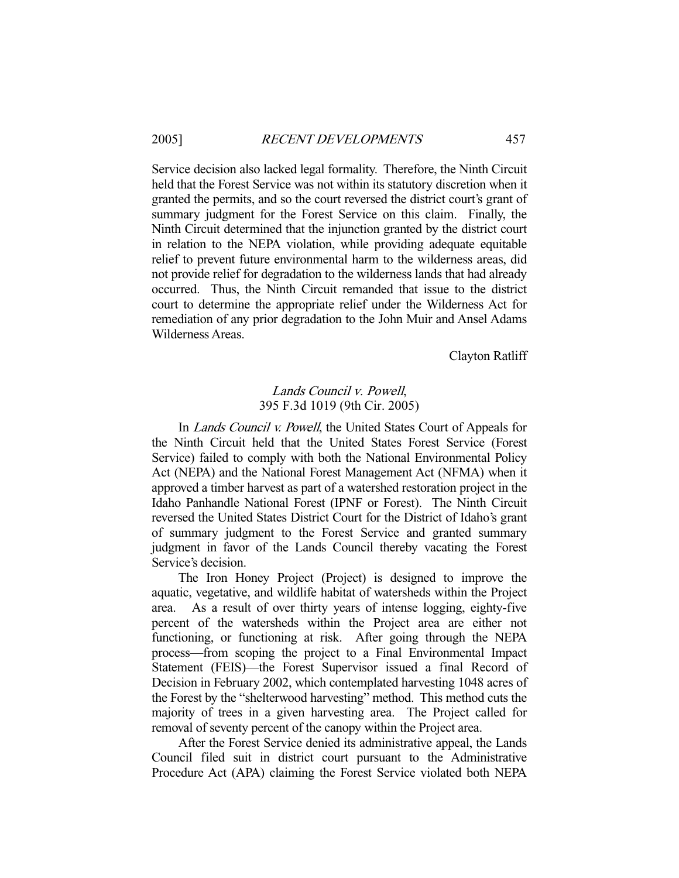Service decision also lacked legal formality. Therefore, the Ninth Circuit held that the Forest Service was not within its statutory discretion when it granted the permits, and so the court reversed the district court's grant of summary judgment for the Forest Service on this claim. Finally, the Ninth Circuit determined that the injunction granted by the district court in relation to the NEPA violation, while providing adequate equitable relief to prevent future environmental harm to the wilderness areas, did not provide relief for degradation to the wilderness lands that had already occurred. Thus, the Ninth Circuit remanded that issue to the district court to determine the appropriate relief under the Wilderness Act for remediation of any prior degradation to the John Muir and Ansel Adams Wilderness Areas.

Clayton Ratliff

## *Lands Council v. Powell*, 395 F.3d 1019 (9th Cir. 2005)

In *Lands Council v. Powell*, the United States Court of Appeals for the Ninth Circuit held that the United States Forest Service (Forest Service) failed to comply with both the National Environmental Policy Act (NEPA) and the National Forest Management Act (NFMA) when it approved a timber harvest as part of a watershed restoration project in the Idaho Panhandle National Forest (IPNF or Forest). The Ninth Circuit reversed the United States District Court for the District of Idaho's grant of summary judgment to the Forest Service and granted summary judgment in favor of the Lands Council thereby vacating the Forest Service's decision.

The Iron Honey Project (Project) is designed to improve the aquatic, vegetative, and wildlife habitat of watersheds within the Project area. As a result of over thirty years of intense logging, eighty-five percent of the watersheds within the Project area are either not functioning, or functioning at risk. After going through the NEPA process—from scoping the project to a Final Environmental Impact Statement (FEIS)—the Forest Supervisor issued a final Record of Decision in February 2002, which contemplated harvesting 1048 acres of the Forest by the "shelterwood harvesting" method. This method cuts the majority of trees in a given harvesting area. The Project called for removal of seventy percent of the canopy within the Project area.

After the Forest Service denied its administrative appeal, the Lands Council filed suit in district court pursuant to the Administrative Procedure Act (APA) claiming the Forest Service violated both NEPA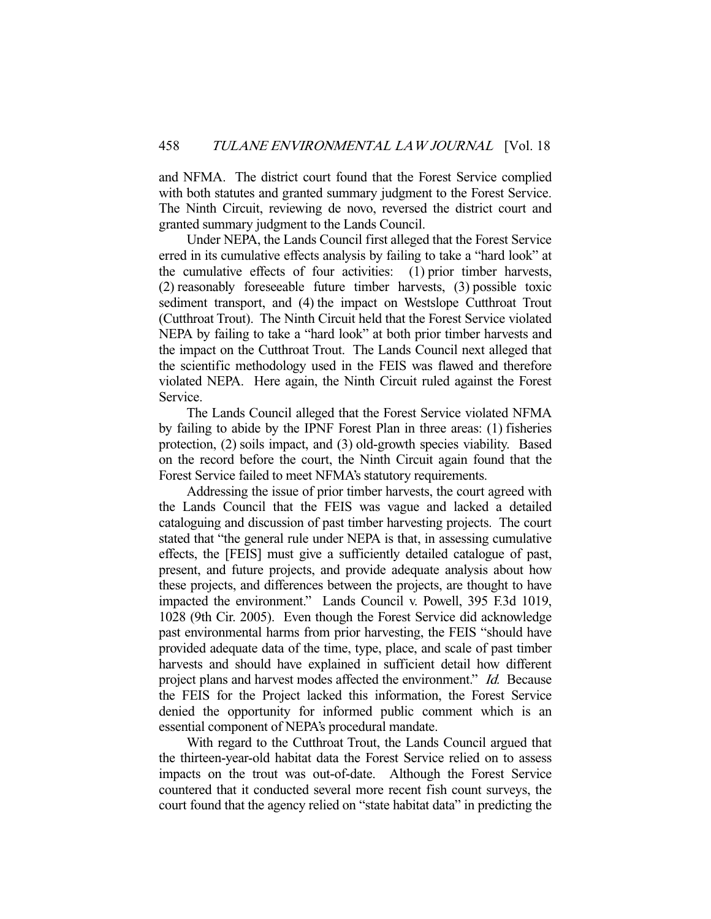and NFMA. The district court found that the Forest Service complied with both statutes and granted summary judgment to the Forest Service. The Ninth Circuit, reviewing de novo, reversed the district court and granted summary judgment to the Lands Council.

Under NEPA, the Lands Council first alleged that the Forest Service erred in its cumulative effects analysis by failing to take a "hard look" at the cumulative effects of four activities: (1) prior timber harvests, (2) reasonably foreseeable future timber harvests, (3) possible toxic sediment transport, and (4) the impact on Westslope Cutthroat Trout (Cutthroat Trout). The Ninth Circuit held that the Forest Service violated NEPA by failing to take a "hard look" at both prior timber harvests and the impact on the Cutthroat Trout. The Lands Council next alleged that the scientific methodology used in the FEIS was flawed and therefore violated NEPA. Here again, the Ninth Circuit ruled against the Forest Service.

The Lands Council alleged that the Forest Service violated NFMA by failing to abide by the IPNF Forest Plan in three areas: (1) fisheries protection, (2) soils impact, and (3) old-growth species viability. Based on the record before the court, the Ninth Circuit again found that the Forest Service failed to meet NFMA's statutory requirements.

Addressing the issue of prior timber harvests, the court agreed with the Lands Council that the FEIS was vague and lacked a detailed cataloguing and discussion of past timber harvesting projects. The court stated that "the general rule under NEPA is that, in assessing cumulative effects, the [FEIS] must give a sufficiently detailed catalogue of past, present, and future projects, and provide adequate analysis about how these projects, and differences between the projects, are thought to have impacted the environment." Lands Council v. Powell, 395 F.3d 1019, 1028 (9th Cir. 2005). Even though the Forest Service did acknowledge past environmental harms from prior harvesting, the FEIS "should have provided adequate data of the time, type, place, and scale of past timber harvests and should have explained in sufficient detail how different project plans and harvest modes affected the environment." *Id.* Because the FEIS for the Project lacked this information, the Forest Service denied the opportunity for informed public comment which is an essential component of NEPA's procedural mandate.

With regard to the Cutthroat Trout, the Lands Council argued that the thirteen-year-old habitat data the Forest Service relied on to assess impacts on the trout was out-of-date. Although the Forest Service countered that it conducted several more recent fish count surveys, the court found that the agency relied on "state habitat data" in predicting the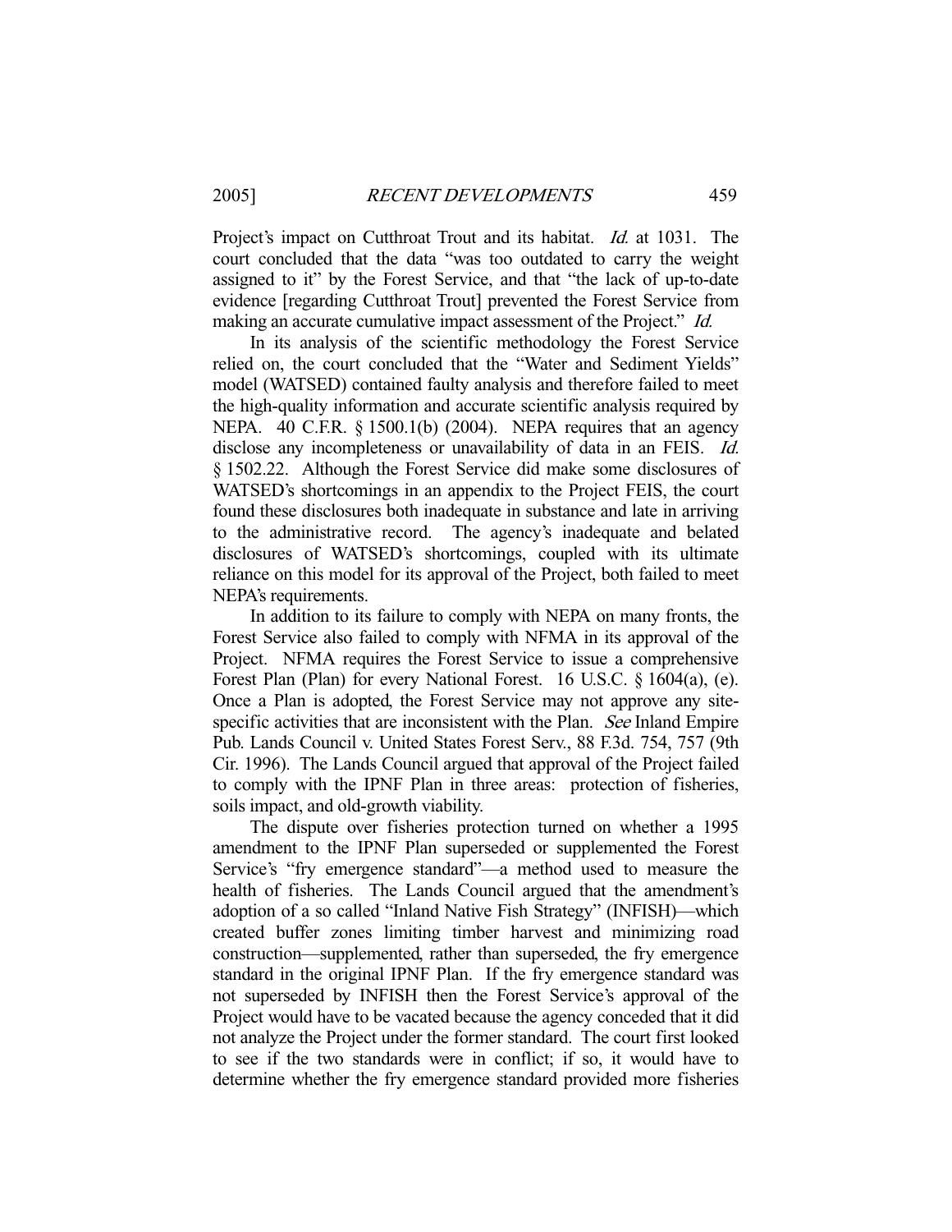Project's impact on Cutthroat Trout and its habitat. *Id.* at 1031. The court concluded that the data "was too outdated to carry the weight assigned to it" by the Forest Service, and that "the lack of up-to-date evidence [regarding Cutthroat Trout] prevented the Forest Service from making an accurate cumulative impact assessment of the Project." *Id.*

In its analysis of the scientific methodology the Forest Service relied on, the court concluded that the "Water and Sediment Yields" model (WATSED) contained faulty analysis and therefore failed to meet the high-quality information and accurate scientific analysis required by NEPA. 40 C.F.R. § 1500.1(b) (2004). NEPA requires that an agency disclose any incompleteness or unavailability of data in an FEIS. *Id.* § 1502.22. Although the Forest Service did make some disclosures of WATSED's shortcomings in an appendix to the Project FEIS, the court found these disclosures both inadequate in substance and late in arriving to the administrative record. The agency's inadequate and belated disclosures of WATSED's shortcomings, coupled with its ultimate reliance on this model for its approval of the Project, both failed to meet NEPA's requirements.

In addition to its failure to comply with NEPA on many fronts, the Forest Service also failed to comply with NFMA in its approval of the Project. NFMA requires the Forest Service to issue a comprehensive Forest Plan (Plan) for every National Forest. 16 U.S.C. § 1604(a), (e). Once a Plan is adopted, the Forest Service may not approve any site-specific activities that are inconsistent with the Plan. *See* Inland Empire Pub. Lands Council v. United States Forest Serv., 88 F.3d. 754, 757 (9th Cir. 1996). The Lands Council argued that approval of the Project failed to comply with the IPNF Plan in three areas: protection of fisheries, soils impact, and old-growth viability.

The dispute over fisheries protection turned on whether a 1995 amendment to the IPNF Plan superseded or supplemented the Forest Service's "fry emergence standard"—a method used to measure the health of fisheries. The Lands Council argued that the amendment's adoption of a so called "Inland Native Fish Strategy" (INFISH)—which created buffer zones limiting timber harvest and minimizing road construction—supplemented, rather than superseded, the fry emergence standard in the original IPNF Plan. If the fry emergence standard was not superseded by INFISH then the Forest Service's approval of the Project would have to be vacated because the agency conceded that it did not analyze the Project under the former standard. The court first looked to see if the two standards were in conflict; if so, it would have to determine whether the fry emergence standard provided more fisheries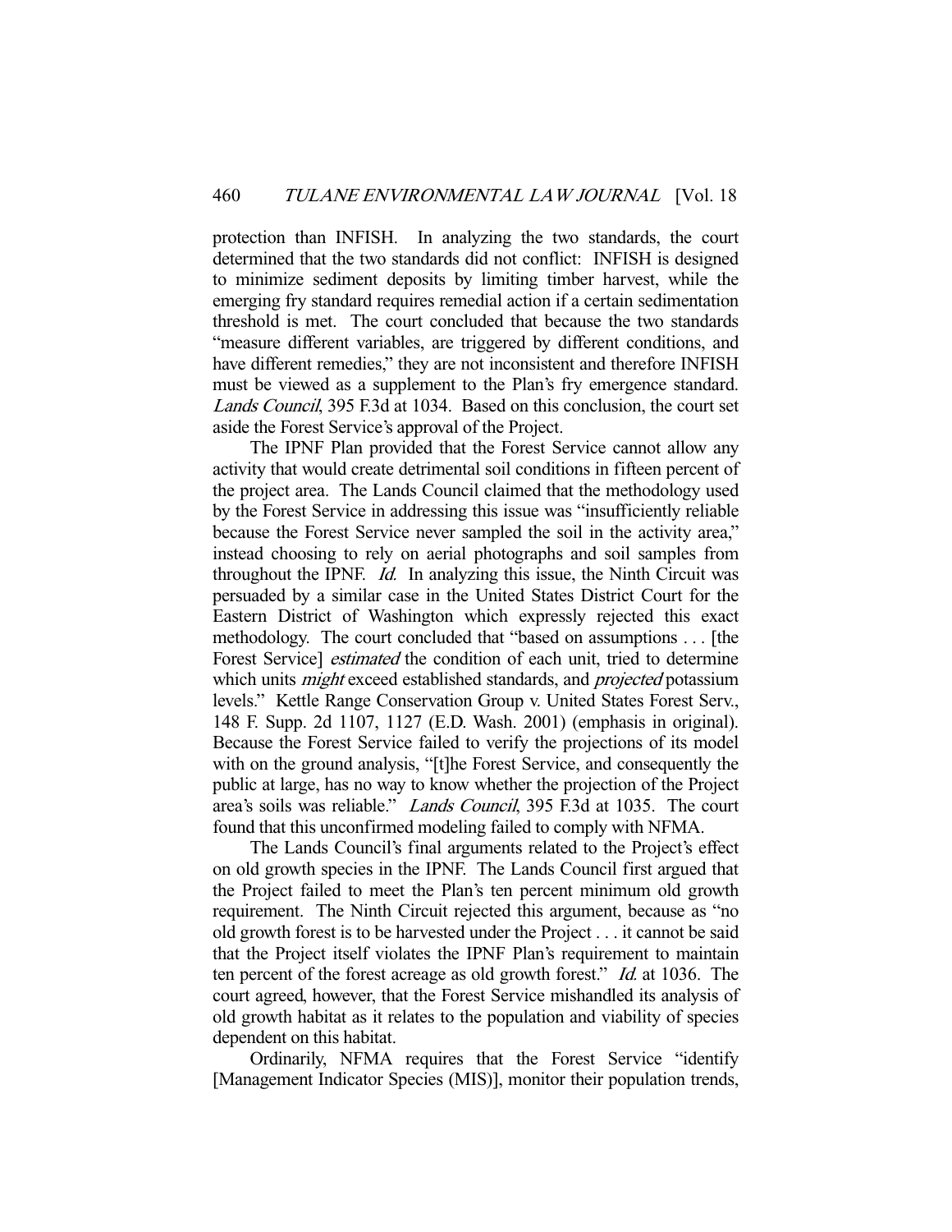protection than INFISH. In analyzing the two standards, the court determined that the two standards did not conflict: INFISH is designed to minimize sediment deposits by limiting timber harvest, while the emerging fry standard requires remedial action if a certain sedimentation threshold is met. The court concluded that because the two standards "measure different variables, are triggered by different conditions, and have different remedies," they are not inconsistent and therefore INFISH must be viewed as a supplement to the Plan's fry emergence standard. *Lands Council*, 395 F.3d at 1034. Based on this conclusion, the court set aside the Forest Service's approval of the Project.

The IPNF Plan provided that the Forest Service cannot allow any activity that would create detrimental soil conditions in fifteen percent of the project area. The Lands Council claimed that the methodology used by the Forest Service in addressing this issue was "insufficiently reliable because the Forest Service never sampled the soil in the activity area," instead choosing to rely on aerial photographs and soil samples from throughout the IPNF. *Id.* In analyzing this issue, the Ninth Circuit was persuaded by a similar case in the United States District Court for the Eastern District of Washington which expressly rejected this exact methodology. The court concluded that "based on assumptions . . . [the Forest Service] *estimated* the condition of each unit, tried to determine which units *might* exceed established standards, and *projected* potassium levels." Kettle Range Conservation Group v. United States Forest Serv., 148 F. Supp. 2d 1107, 1127 (E.D. Wash. 2001) (emphasis in original). Because the Forest Service failed to verify the projections of its model with on the ground analysis, "[t]he Forest Service, and consequently the public at large, has no way to know whether the projection of the Project area's soils was reliable." *Lands Council*, 395 F.3d at 1035. The court found that this unconfirmed modeling failed to comply with NFMA.

The Lands Council's final arguments related to the Project's effect on old growth species in the IPNF. The Lands Council first argued that the Project failed to meet the Plan's ten percent minimum old growth requirement. The Ninth Circuit rejected this argument, because as "no old growth forest is to be harvested under the Project . . . it cannot be said that the Project itself violates the IPNF Plan's requirement to maintain ten percent of the forest acreage as old growth forest." *Id.* at 1036. The court agreed, however, that the Forest Service mishandled its analysis of old growth habitat as it relates to the population and viability of species dependent on this habitat.

Ordinarily, NFMA requires that the Forest Service "identify [Management Indicator Species (MIS)], monitor their population trends,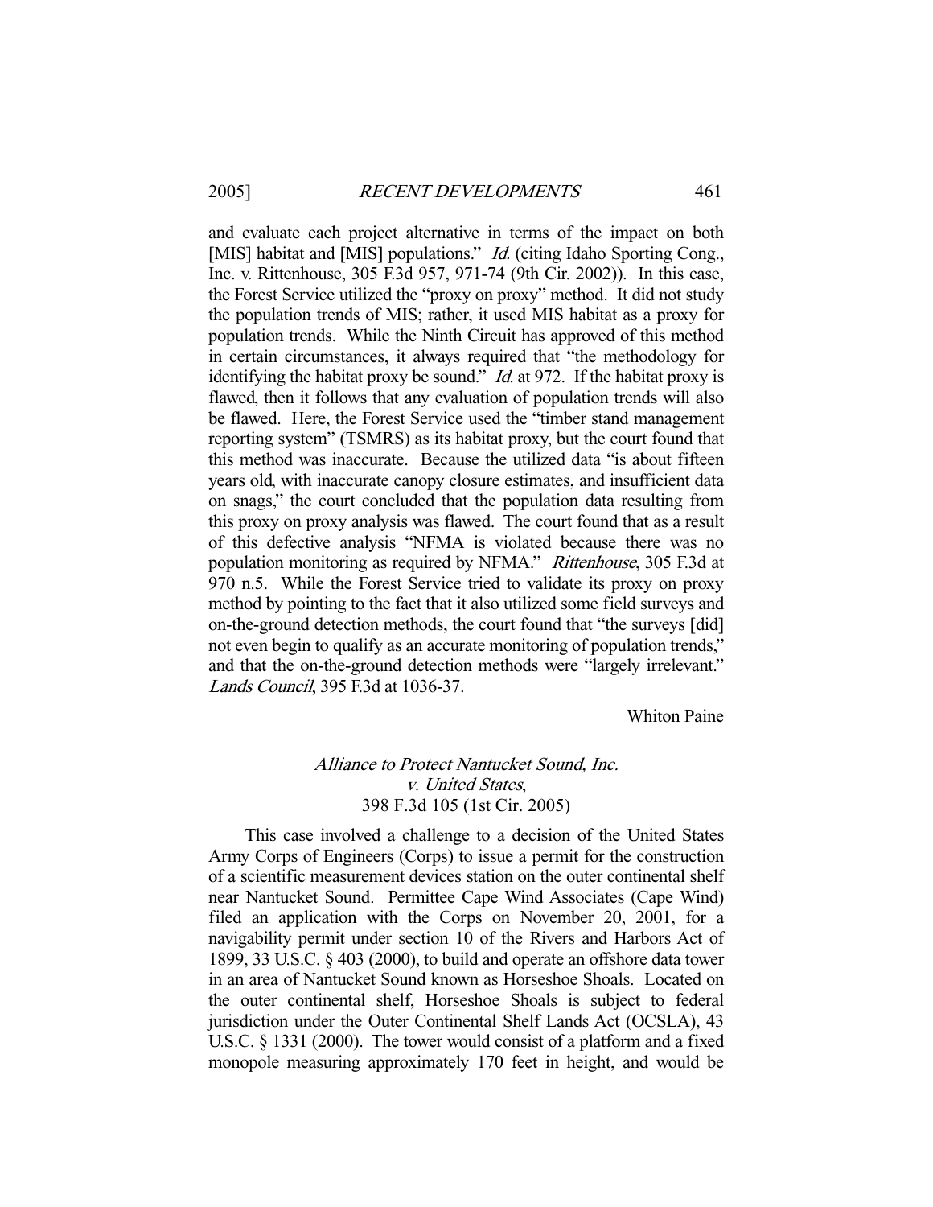and evaluate each project alternative in terms of the impact on both [MIS] habitat and [MIS] populations." *Id.* (citing Idaho Sporting Cong., Inc. v. Rittenhouse, 305 F.3d 957, 971-74 (9th Cir. 2002)). In this case, the Forest Service utilized the "proxy on proxy" method. It did not study the population trends of MIS; rather, it used MIS habitat as a proxy for population trends. While the Ninth Circuit has approved of this method in certain circumstances, it always required that "the methodology for identifying the habitat proxy be sound." *Id.* at 972. If the habitat proxy is flawed, then it follows that any evaluation of population trends will also be flawed. Here, the Forest Service used the "timber stand management reporting system" (TSMRS) as its habitat proxy, but the court found that this method was inaccurate. Because the utilized data "is about fifteen years old, with inaccurate canopy closure estimates, and insufficient data on snags," the court concluded that the population data resulting from this proxy on proxy analysis was flawed. The court found that as a result of this defective analysis "NFMA is violated because there was no population monitoring as required by NFMA." *Rittenhouse*, 305 F.3d at 970 n.5. While the Forest Service tried to validate its proxy on proxy method by pointing to the fact that it also utilized some field surveys and on-the-ground detection methods, the court found that "the surveys [did] not even begin to qualify as an accurate monitoring of population trends," and that the on-the-ground detection methods were "largely irrelevant." *Lands Council*, 395 F.3d at 1036-37.

Whiton Paine

### *Alliance to Protect Nantucket Sound, Inc. v. United States*, 398 F.3d 105 (1st Cir. 2005)

This case involved a challenge to a decision of the United States Army Corps of Engineers (Corps) to issue a permit for the construction of a scientific measurement devices station on the outer continental shelf near Nantucket Sound. Permittee Cape Wind Associates (Cape Wind) filed an application with the Corps on November 20, 2001, for a navigability permit under section 10 of the Rivers and Harbors Act of 1899, 33 U.S.C. § 403 (2000), to build and operate an offshore data tower in an area of Nantucket Sound known as Horseshoe Shoals. Located on the outer continental shelf, Horseshoe Shoals is subject to federal jurisdiction under the Outer Continental Shelf Lands Act (OCSLA), 43 U.S.C. § 1331 (2000). The tower would consist of a platform and a fixed monopole measuring approximately 170 feet in height, and would be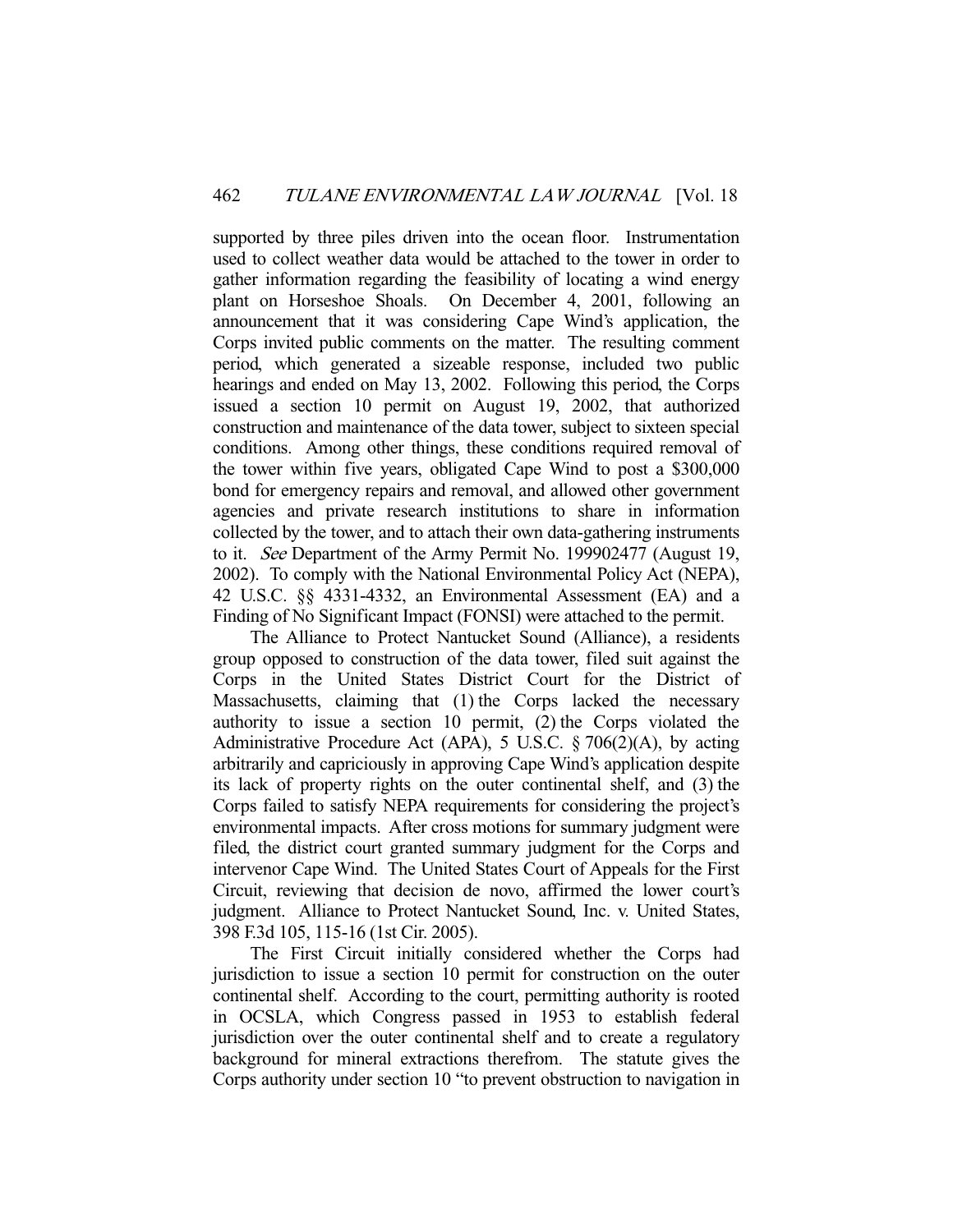supported by three piles driven into the ocean floor. Instrumentation used to collect weather data would be attached to the tower in order to gather information regarding the feasibility of locating a wind energy plant on Horseshoe Shoals. On December 4, 2001, following an announcement that it was considering Cape Wind's application, the Corps invited public comments on the matter. The resulting comment period, which generated a sizeable response, included two public hearings and ended on May 13, 2002. Following this period, the Corps issued a section 10 permit on August 19, 2002, that authorized construction and maintenance of the data tower, subject to sixteen special conditions. Among other things, these conditions required removal of the tower within five years, obligated Cape Wind to post a $300,000 bond for emergency repairs and removal, and allowed other government agencies and private research institutions to share in information collected by the tower, and to attach their own data-gathering instruments to it. *See* Department of the Army Permit No. 199902477 (August 19, 2002). To comply with the National Environmental Policy Act (NEPA), 42 U.S.C. §§ 4331-4332, an Environmental Assessment (EA) and a Finding of No Significant Impact (FONSI) were attached to the permit.

The Alliance to Protect Nantucket Sound (Alliance), a residents group opposed to construction of the data tower, filed suit against the Corps in the United States District Court for the District of Massachusetts, claiming that (1) the Corps lacked the necessary authority to issue a section 10 permit, (2) the Corps violated the Administrative Procedure Act (APA), 5 U.S.C. § 706(2)(A), by acting arbitrarily and capriciously in approving Cape Wind's application despite its lack of property rights on the outer continental shelf, and (3) the Corps failed to satisfy NEPA requirements for considering the project's environmental impacts. After cross motions for summary judgment were filed, the district court granted summary judgment for the Corps and intervenor Cape Wind. The United States Court of Appeals for the First Circuit, reviewing that decision de novo, affirmed the lower court's judgment. Alliance to Protect Nantucket Sound, Inc. v. United States, 398 F.3d 105, 115-16 (1st Cir. 2005).

The First Circuit initially considered whether the Corps had jurisdiction to issue a section 10 permit for construction on the outer continental shelf. According to the court, permitting authority is rooted in OCSLA, which Congress passed in 1953 to establish federal jurisdiction over the outer continental shelf and to create a regulatory background for mineral extractions therefrom. The statute gives the Corps authority under section 10 "to prevent obstruction to navigation in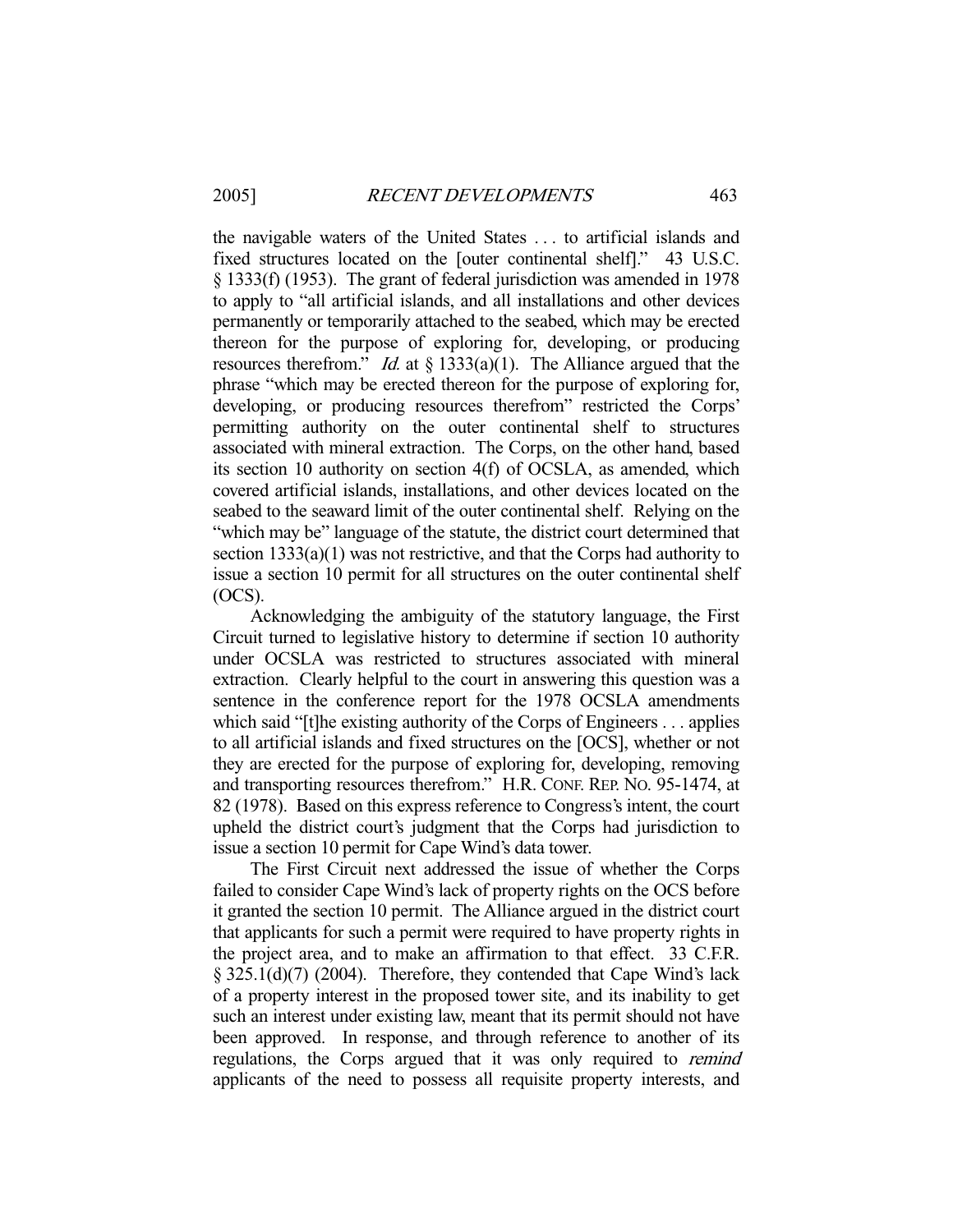the navigable waters of the United States . . . to artificial islands and fixed structures located on the [outer continental shelf]." 43 U.S.C. § 1333(f) (1953). The grant of federal jurisdiction was amended in 1978 to apply to "all artificial islands, and all installations and other devices permanently or temporarily attached to the seabed, which may be erected thereon for the purpose of exploring for, developing, or producing resources therefrom." *Id.* at § 1333(a)(1). The Alliance argued that the phrase "which may be erected thereon for the purpose of exploring for, developing, or producing resources therefrom" restricted the Corps' permitting authority on the outer continental shelf to structures associated with mineral extraction. The Corps, on the other hand, based its section 10 authority on section 4(f) of OCSLA, as amended, which covered artificial islands, installations, and other devices located on the seabed to the seaward limit of the outer continental shelf. Relying on the "which may be" language of the statute, the district court determined that section 1333(a)(1) was not restrictive, and that the Corps had authority to issue a section 10 permit for all structures on the outer continental shelf (OCS).

Acknowledging the ambiguity of the statutory language, the First Circuit turned to legislative history to determine if section 10 authority under OCSLA was restricted to structures associated with mineral extraction. Clearly helpful to the court in answering this question was a sentence in the conference report for the 1978 OCSLA amendments which said "[t]he existing authority of the Corps of Engineers . . . applies to all artificial islands and fixed structures on the [OCS], whether or not they are erected for the purpose of exploring for, developing, removing and transporting resources therefrom." H.R. CONF. REP. NO. 95-1474, at 82 (1978). Based on this express reference to Congress's intent, the court upheld the district court's judgment that the Corps had jurisdiction to issue a section 10 permit for Cape Wind's data tower.

The First Circuit next addressed the issue of whether the Corps failed to consider Cape Wind's lack of property rights on the OCS before it granted the section 10 permit. The Alliance argued in the district court that applicants for such a permit were required to have property rights in the project area, and to make an affirmation to that effect. 33 C.F.R. § 325.1(d)(7) (2004). Therefore, they contended that Cape Wind's lack of a property interest in the proposed tower site, and its inability to get such an interest under existing law, meant that its permit should not have been approved. In response, and through reference to another of its regulations, the Corps argued that it was only required to *remind* applicants of the need to possess all requisite property interests, and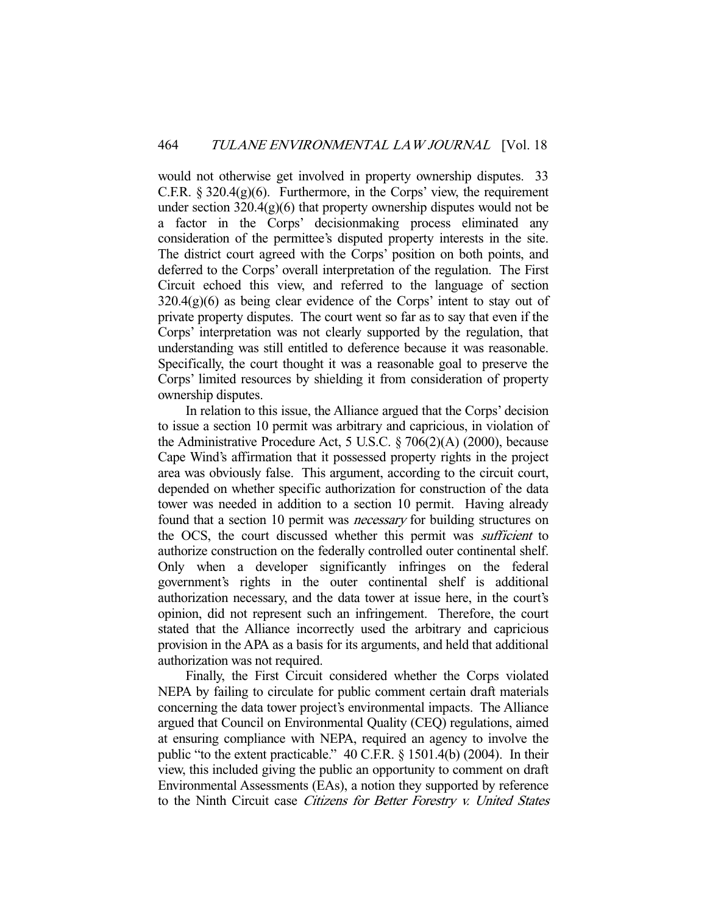would not otherwise get involved in property ownership disputes. 33 C.F.R. § 320.4(g)(6). Furthermore, in the Corps' view, the requirement under section 320.4(g)(6) that property ownership disputes would not be a factor in the Corps' decisionmaking process eliminated any consideration of the permittee's disputed property interests in the site. The district court agreed with the Corps' position on both points, and deferred to the Corps' overall interpretation of the regulation. The First Circuit echoed this view, and referred to the language of section 320.4(g)(6) as being clear evidence of the Corps' intent to stay out of private property disputes. The court went so far as to say that even if the Corps' interpretation was not clearly supported by the regulation, that understanding was still entitled to deference because it was reasonable. Specifically, the court thought it was a reasonable goal to preserve the Corps' limited resources by shielding it from consideration of property ownership disputes.

In relation to this issue, the Alliance argued that the Corps' decision to issue a section 10 permit was arbitrary and capricious, in violation of the Administrative Procedure Act, 5 U.S.C. § 706(2)(A) (2000), because Cape Wind's affirmation that it possessed property rights in the project area was obviously false. This argument, according to the circuit court, depended on whether specific authorization for construction of the data tower was needed in addition to a section 10 permit. Having already found that a section 10 permit was *necessary* for building structures on the OCS, the court discussed whether this permit was *sufficient* to authorize construction on the federally controlled outer continental shelf. Only when a developer significantly infringes on the federal government's rights in the outer continental shelf is additional authorization necessary, and the data tower at issue here, in the court's opinion, did not represent such an infringement. Therefore, the court stated that the Alliance incorrectly used the arbitrary and capricious provision in the APA as a basis for its arguments, and held that additional authorization was not required.

Finally, the First Circuit considered whether the Corps violated NEPA by failing to circulate for public comment certain draft materials concerning the data tower project's environmental impacts. The Alliance argued that Council on Environmental Quality (CEQ) regulations, aimed at ensuring compliance with NEPA, required an agency to involve the public "to the extent practicable." 40 C.F.R. § 1501.4(b) (2004). In their view, this included giving the public an opportunity to comment on draft Environmental Assessments (EAs), a notion they supported by reference to the Ninth Circuit case *Citizens for Better Forestry v. United States*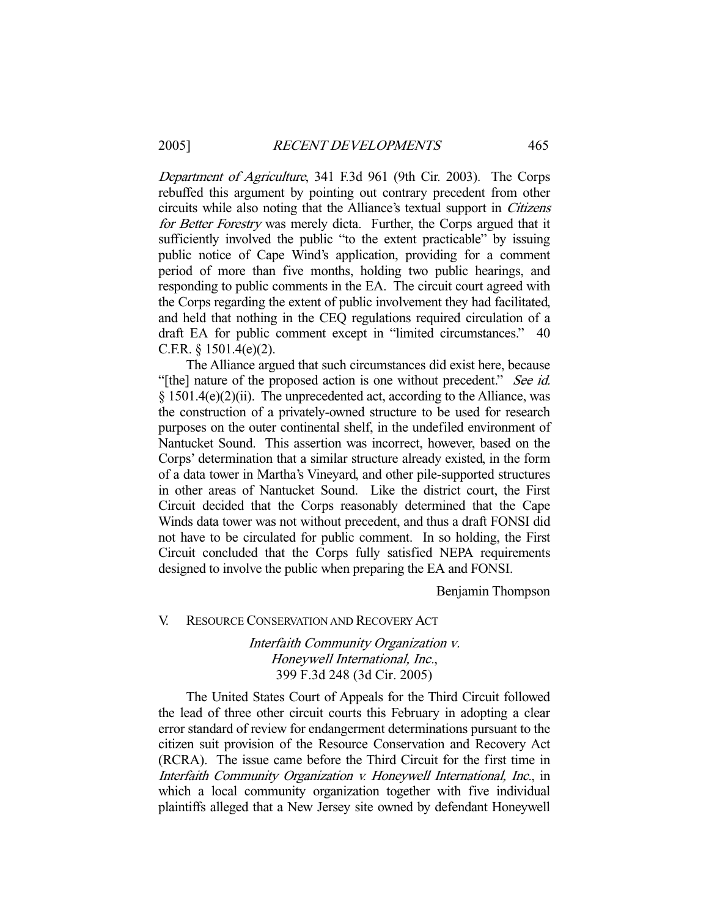*Department of Agriculture*, 341 F.3d 961 (9th Cir. 2003). The Corps rebuffed this argument by pointing out contrary precedent from other circuits while also noting that the Alliance's textual support in *Citizens for Better Forestry* was merely dicta. Further, the Corps argued that it sufficiently involved the public "to the extent practicable" by issuing public notice of Cape Wind's application, providing for a comment period of more than five months, holding two public hearings, and responding to public comments in the EA. The circuit court agreed with the Corps regarding the extent of public involvement they had facilitated, and held that nothing in the CEQ regulations required circulation of a draft EA for public comment except in "limited circumstances." 40 C.F.R. § 1501.4(e)(2).

The Alliance argued that such circumstances did exist here, because "[the] nature of the proposed action is one without precedent." *See id.* § 1501.4(e)(2)(ii). The unprecedented act, according to the Alliance, was the construction of a privately-owned structure to be used for research purposes on the outer continental shelf, in the undefiled environment of Nantucket Sound. This assertion was incorrect, however, based on the Corps' determination that a similar structure already existed, in the form of a data tower in Martha's Vineyard, and other pile-supported structures in other areas of Nantucket Sound. Like the district court, the First Circuit decided that the Corps reasonably determined that the Cape Winds data tower was not without precedent, and thus a draft FONSI did not have to be circulated for public comment. In so holding, the First Circuit concluded that the Corps fully satisfied NEPA requirements designed to involve the public when preparing the EA and FONSI.

Benjamin Thompson

## V. RESOURCE CONSERVATION AND RECOVERY ACT

### *Interfaith Community Organization v. Honeywell International, Inc.*, 399 F.3d 248 (3d Cir. 2005)

The United States Court of Appeals for the Third Circuit followed the lead of three other circuit courts this February in adopting a clear error standard of review for endangerment determinations pursuant to the citizen suit provision of the Resource Conservation and Recovery Act (RCRA). The issue came before the Third Circuit for the first time in *Interfaith Community Organization v. Honeywell International, Inc.*, in which a local community organization together with five individual plaintiffs alleged that a New Jersey site owned by defendant Honeywell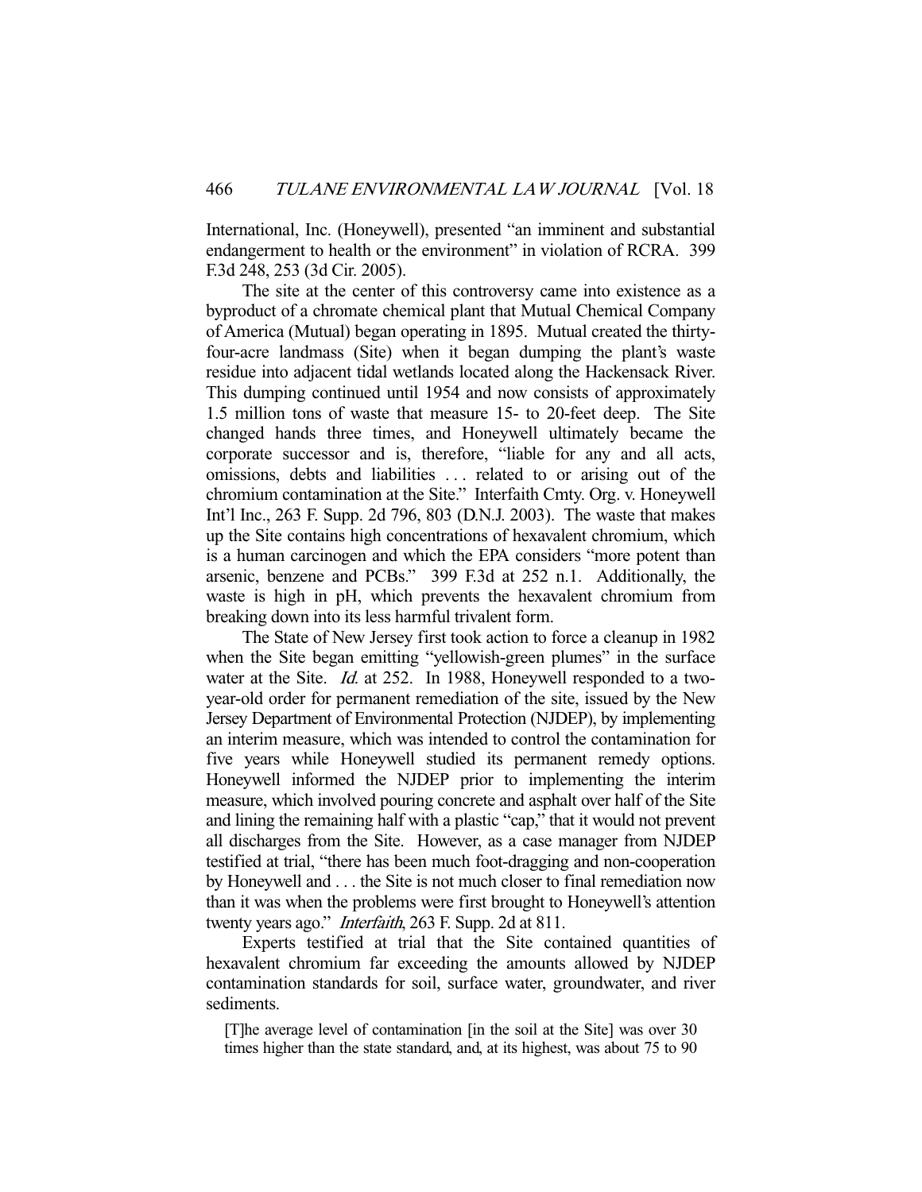International, Inc. (Honeywell), presented "an imminent and substantial endangerment to health or the environment" in violation of RCRA. 399 F.3d 248, 253 (3d Cir. 2005).

The site at the center of this controversy came into existence as a byproduct of a chromate chemical plant that Mutual Chemical Company of America (Mutual) began operating in 1895. Mutual created the thirty-four-acre landmass (Site) when it began dumping the plant's waste residue into adjacent tidal wetlands located along the Hackensack River. This dumping continued until 1954 and now consists of approximately 1.5 million tons of waste that measure 15- to 20-feet deep. The Site changed hands three times, and Honeywell ultimately became the corporate successor and is, therefore, "liable for any and all acts, omissions, debts and liabilities . . . related to or arising out of the chromium contamination at the Site." Interfaith Cmty. Org. v. Honeywell Int'l Inc., 263 F. Supp. 2d 796, 803 (D.N.J. 2003). The waste that makes up the Site contains high concentrations of hexavalent chromium, which is a human carcinogen and which the EPA considers "more potent than arsenic, benzene and PCBs." 399 F.3d at 252 n.1. Additionally, the waste is high in pH, which prevents the hexavalent chromium from breaking down into its less harmful trivalent form.

The State of New Jersey first took action to force a cleanup in 1982 when the Site began emitting "yellowish-green plumes" in the surface water at the Site. *Id.* at 252. In 1988, Honeywell responded to a two-year-old order for permanent remediation of the site, issued by the New Jersey Department of Environmental Protection (NJDEP), by implementing an interim measure, which was intended to control the contamination for five years while Honeywell studied its permanent remedy options. Honeywell informed the NJDEP prior to implementing the interim measure, which involved pouring concrete and asphalt over half of the Site and lining the remaining half with a plastic "cap," that it would not prevent all discharges from the Site. However, as a case manager from NJDEP testified at trial, "there has been much foot-dragging and non-cooperation by Honeywell and . . . the Site is not much closer to final remediation now than it was when the problems were first brought to Honeywell's attention twenty years ago." *Interfaith*, 263 F. Supp. 2d at 811.

Experts testified at trial that the Site contained quantities of hexavalent chromium far exceeding the amounts allowed by NJDEP contamination standards for soil, surface water, groundwater, and river sediments.

> [T]he average level of contamination [in the soil at the Site] was over 30 times higher than the state standard, and, at its highest, was about 75 to 90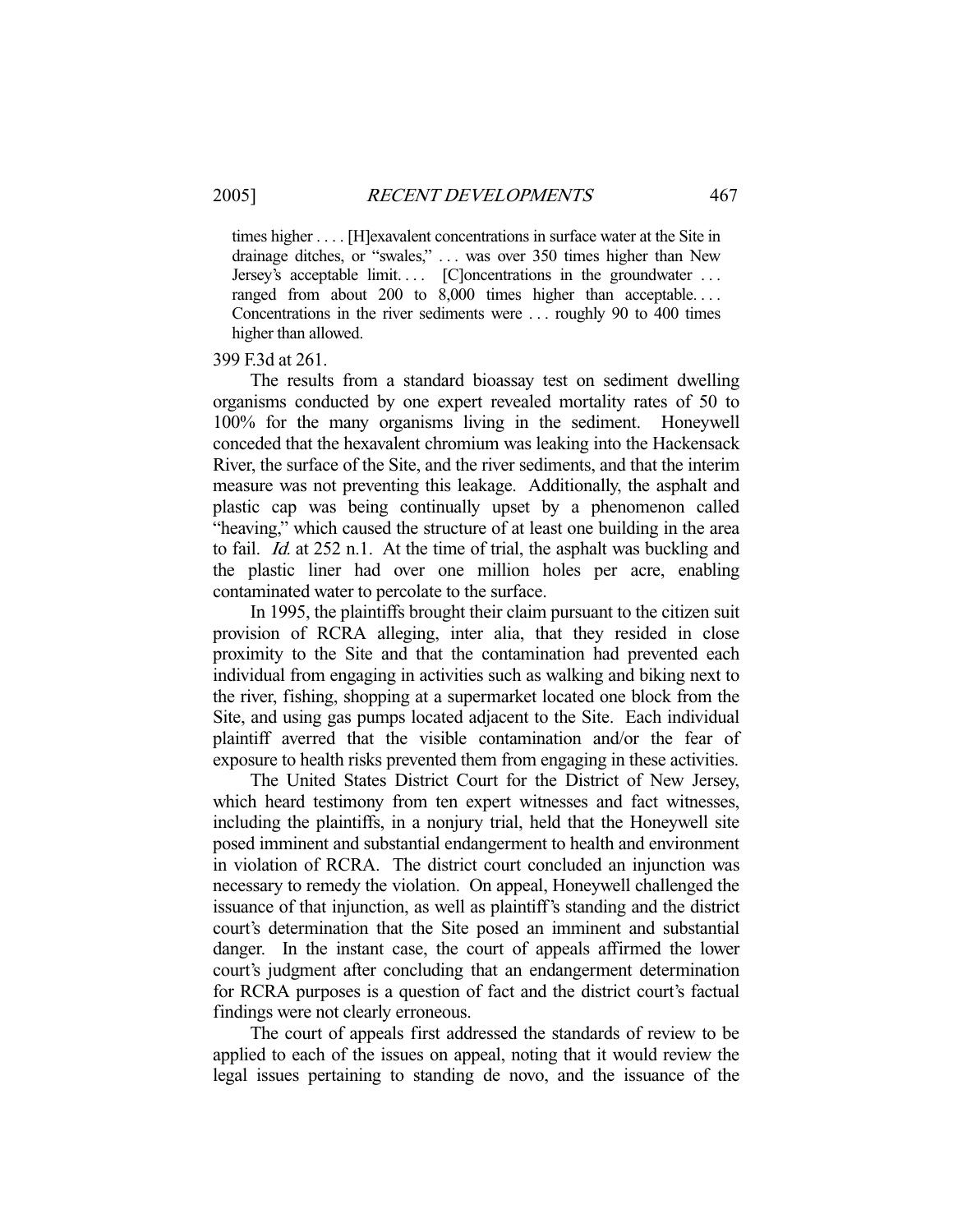> times higher . . . . [H]exavalent concentrations in surface water at the Site in drainage ditches, or "swales," . . . was over 350 times higher than New Jersey's acceptable limit. . . . [C]oncentrations in the groundwater . . . ranged from about 200 to 8,000 times higher than acceptable. . . . Concentrations in the river sediments were . . . roughly 90 to 400 times higher than allowed.

399 F.3d at 261.

The results from a standard bioassay test on sediment dwelling organisms conducted by one expert revealed mortality rates of 50 to 100% for the many organisms living in the sediment. Honeywell conceded that the hexavalent chromium was leaking into the Hackensack River, the surface of the Site, and the river sediments, and that the interim measure was not preventing this leakage. Additionally, the asphalt and plastic cap was being continually upset by a phenomenon called "heaving," which caused the structure of at least one building in the area to fail. *Id.* at 252 n.1. At the time of trial, the asphalt was buckling and the plastic liner had over one million holes per acre, enabling contaminated water to percolate to the surface.

In 1995, the plaintiffs brought their claim pursuant to the citizen suit provision of RCRA alleging, inter alia, that they resided in close proximity to the Site and that the contamination had prevented each individual from engaging in activities such as walking and biking next to the river, fishing, shopping at a supermarket located one block from the Site, and using gas pumps located adjacent to the Site. Each individual plaintiff averred that the visible contamination and/or the fear of exposure to health risks prevented them from engaging in these activities.

The United States District Court for the District of New Jersey, which heard testimony from ten expert witnesses and fact witnesses, including the plaintiffs, in a nonjury trial, held that the Honeywell site posed imminent and substantial endangerment to health and environment in violation of RCRA. The district court concluded an injunction was necessary to remedy the violation. On appeal, Honeywell challenged the issuance of that injunction, as well as plaintiff's standing and the district court's determination that the Site posed an imminent and substantial danger. In the instant case, the court of appeals affirmed the lower court's judgment after concluding that an endangerment determination for RCRA purposes is a question of fact and the district court's factual findings were not clearly erroneous.

The court of appeals first addressed the standards of review to be applied to each of the issues on appeal, noting that it would review the legal issues pertaining to standing de novo, and the issuance of the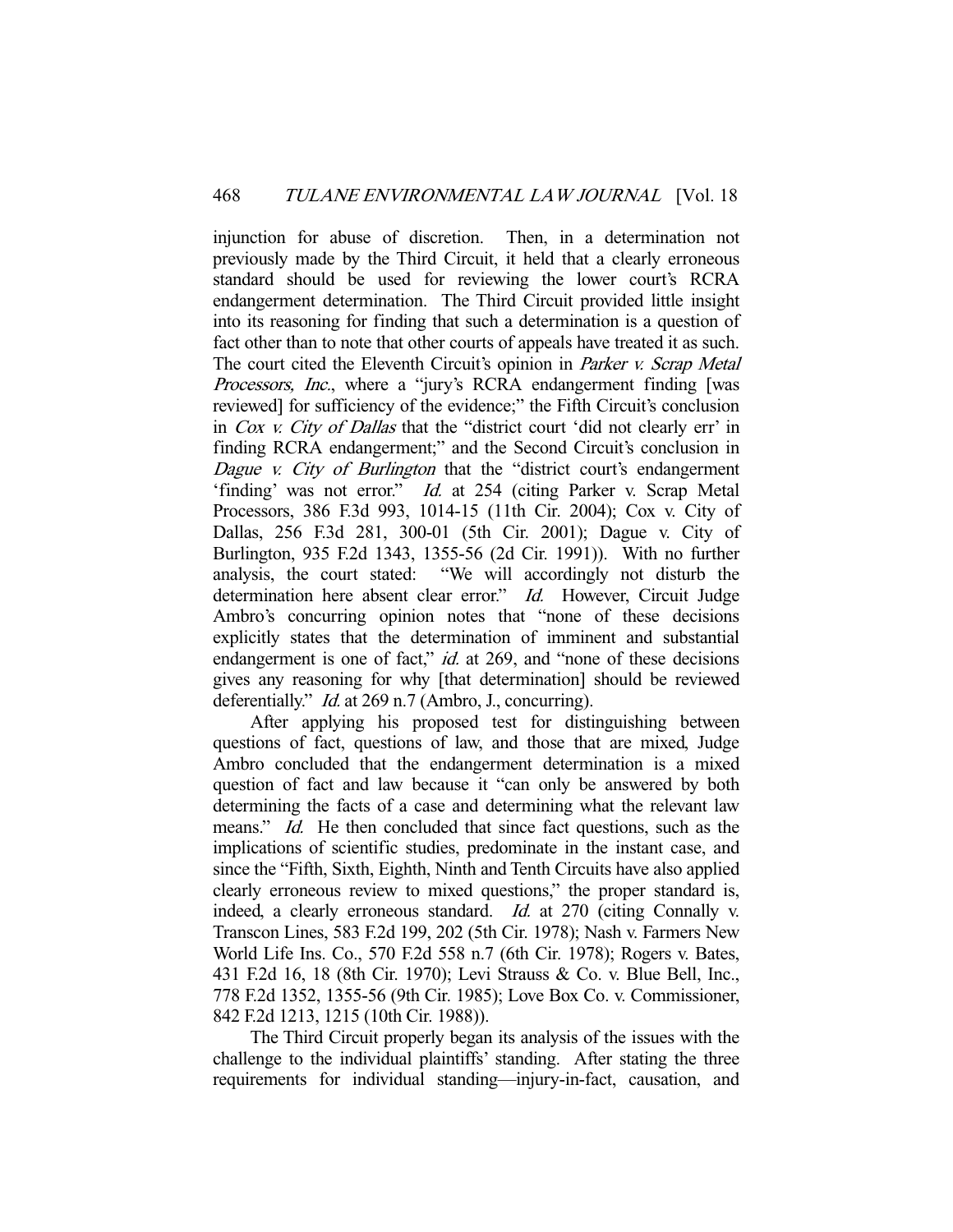injunction for abuse of discretion. Then, in a determination not previously made by the Third Circuit, it held that a clearly erroneous standard should be used for reviewing the lower court's RCRA endangerment determination. The Third Circuit provided little insight into its reasoning for finding that such a determination is a question of fact other than to note that other courts of appeals have treated it as such. The court cited the Eleventh Circuit's opinion in *Parker v. Scrap Metal Processors, Inc.*, where a "jury's RCRA endangerment finding [was reviewed] for sufficiency of the evidence;" the Fifth Circuit's conclusion in *Cox v. City of Dallas* that the "district court 'did not clearly err' in finding RCRA endangerment;" and the Second Circuit's conclusion in *Dague v. City of Burlington* that the "district court's endangerment 'finding' was not error." *Id.* at 254 (citing Parker v. Scrap Metal Processors, 386 F.3d 993, 1014-15 (11th Cir. 2004); Cox v. City of Dallas, 256 F.3d 281, 300-01 (5th Cir. 2001); Dague v. City of Burlington, 935 F.2d 1343, 1355-56 (2d Cir. 1991)). With no further analysis, the court stated: "We will accordingly not disturb the determination here absent clear error." *Id.* However, Circuit Judge Ambro's concurring opinion notes that "none of these decisions explicitly states that the determination of imminent and substantial endangerment is one of fact," *id.* at 269, and "none of these decisions gives any reasoning for why [that determination] should be reviewed deferentially." *Id.* at 269 n.7 (Ambro, J., concurring).

After applying his proposed test for distinguishing between questions of fact, questions of law, and those that are mixed, Judge Ambro concluded that the endangerment determination is a mixed question of fact and law because it "can only be answered by both determining the facts of a case and determining what the relevant law means." *Id.* He then concluded that since fact questions, such as the implications of scientific studies, predominate in the instant case, and since the "Fifth, Sixth, Eighth, Ninth and Tenth Circuits have also applied clearly erroneous review to mixed questions," the proper standard is, indeed, a clearly erroneous standard. *Id.* at 270 (citing Connally v. Transcon Lines, 583 F.2d 199, 202 (5th Cir. 1978); Nash v. Farmers New World Life Ins. Co., 570 F.2d 558 n.7 (6th Cir. 1978); Rogers v. Bates, 431 F.2d 16, 18 (8th Cir. 1970); Levi Strauss & Co. v. Blue Bell, Inc., 778 F.2d 1352, 1355-56 (9th Cir. 1985); Love Box Co. v. Commissioner, 842 F.2d 1213, 1215 (10th Cir. 1988)).

The Third Circuit properly began its analysis of the issues with the challenge to the individual plaintiffs' standing. After stating the three requirements for individual standing—injury-in-fact, causation, and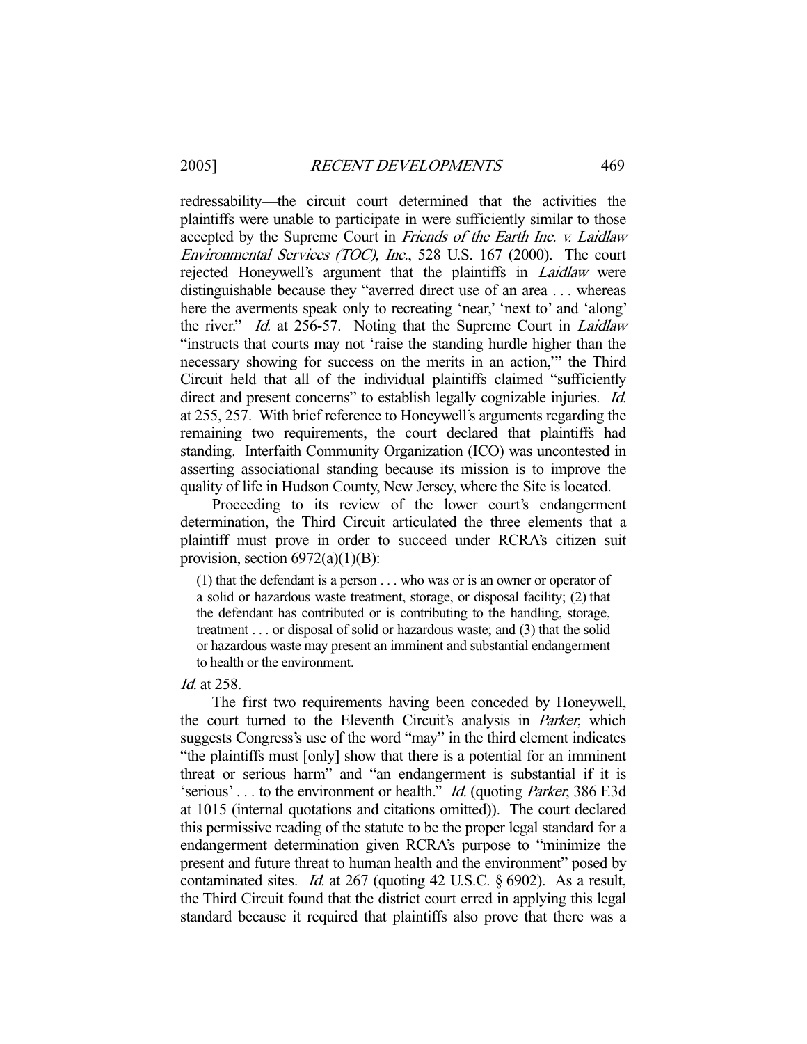redressability—the circuit court determined that the activities the plaintiffs were unable to participate in were sufficiently similar to those accepted by the Supreme Court in *Friends of the Earth Inc. v. Laidlaw Environmental Services (TOC), Inc.*, 528 U.S. 167 (2000). The court rejected Honeywell's argument that the plaintiffs in *Laidlaw* were distinguishable because they "averred direct use of an area . . . whereas here the averments speak only to recreating 'near,' 'next to' and 'along' the river." *Id.* at 256-57. Noting that the Supreme Court in *Laidlaw* "instructs that courts may not 'raise the standing hurdle higher than the necessary showing for success on the merits in an action,'" the Third Circuit held that all of the individual plaintiffs claimed "sufficiently direct and present concerns" to establish legally cognizable injuries. *Id.* at 255, 257. With brief reference to Honeywell's arguments regarding the remaining two requirements, the court declared that plaintiffs had standing. Interfaith Community Organization (ICO) was uncontested in asserting associational standing because its mission is to improve the quality of life in Hudson County, New Jersey, where the Site is located.

Proceeding to its review of the lower court's endangerment determination, the Third Circuit articulated the three elements that a plaintiff must prove in order to succeed under RCRA's citizen suit provision, section 6972(a)(1)(B):

> (1) that the defendant is a person . . . who was or is an owner or operator of a solid or hazardous waste treatment, storage, or disposal facility; (2) that the defendant has contributed or is contributing to the handling, storage, treatment . . . or disposal of solid or hazardous waste; and (3) that the solid or hazardous waste may present an imminent and substantial endangerment to health or the environment.

*Id.* at 258.

The first two requirements having been conceded by Honeywell, the court turned to the Eleventh Circuit's analysis in *Parker*, which suggests Congress's use of the word "may" in the third element indicates "the plaintiffs must [only] show that there is a potential for an imminent threat or serious harm" and "an endangerment is substantial if it is 'serious' . . . to the environment or health." *Id.* (quoting *Parker*, 386 F.3d at 1015 (internal quotations and citations omitted)). The court declared this permissive reading of the statute to be the proper legal standard for a endangerment determination given RCRA's purpose to "minimize the present and future threat to human health and the environment" posed by contaminated sites. *Id.* at 267 (quoting 42 U.S.C. § 6902). As a result, the Third Circuit found that the district court erred in applying this legal standard because it required that plaintiffs also prove that there was a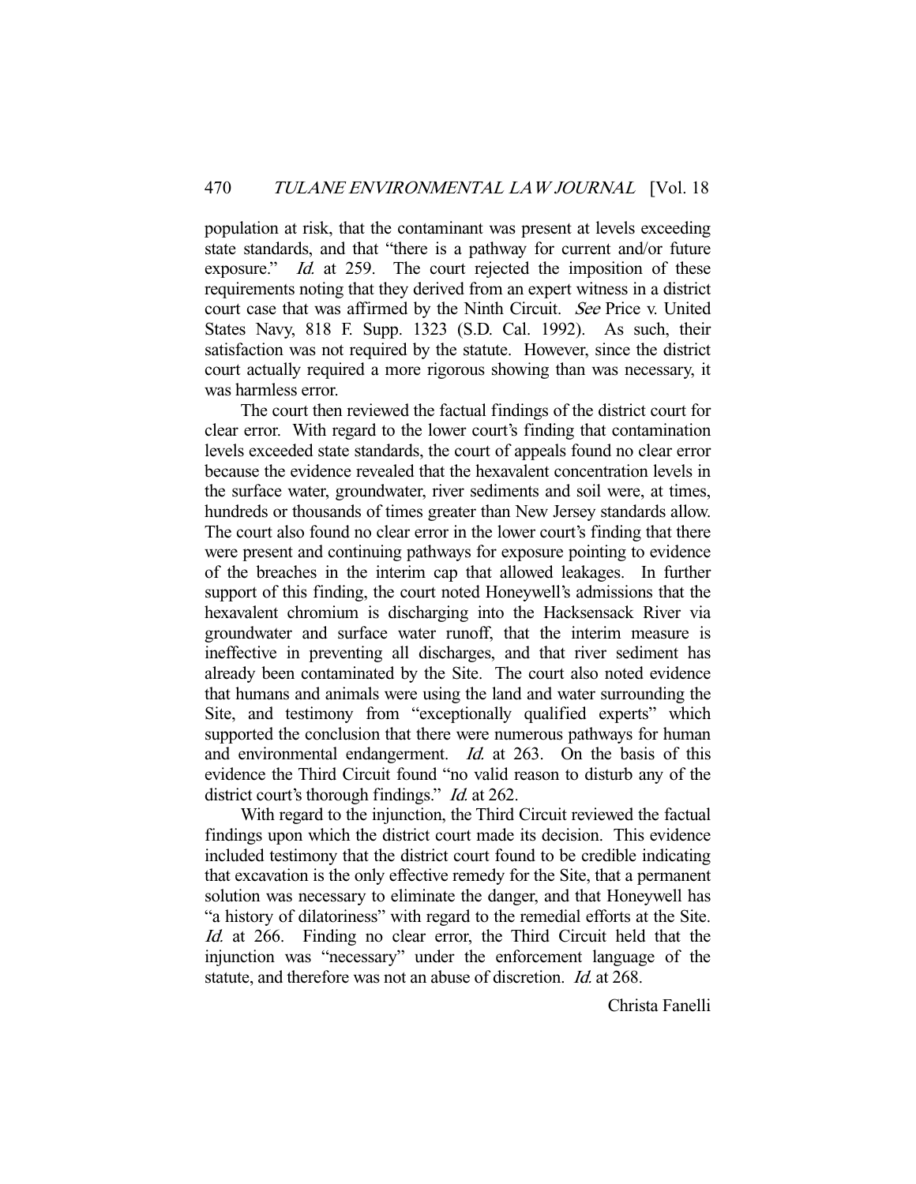population at risk, that the contaminant was present at levels exceeding state standards, and that "there is a pathway for current and/or future exposure." *Id.* at 259. The court rejected the imposition of these requirements noting that they derived from an expert witness in a district court case that was affirmed by the Ninth Circuit. *See* Price v. United States Navy, 818 F. Supp. 1323 (S.D. Cal. 1992). As such, their satisfaction was not required by the statute. However, since the district court actually required a more rigorous showing than was necessary, it was harmless error.

The court then reviewed the factual findings of the district court for clear error. With regard to the lower court's finding that contamination levels exceeded state standards, the court of appeals found no clear error because the evidence revealed that the hexavalent concentration levels in the surface water, groundwater, river sediments and soil were, at times, hundreds or thousands of times greater than New Jersey standards allow. The court also found no clear error in the lower court's finding that there were present and continuing pathways for exposure pointing to evidence of the breaches in the interim cap that allowed leakages. In further support of this finding, the court noted Honeywell's admissions that the hexavalent chromium is discharging into the Hacksensack River via groundwater and surface water runoff, that the interim measure is ineffective in preventing all discharges, and that river sediment has already been contaminated by the Site. The court also noted evidence that humans and animals were using the land and water surrounding the Site, and testimony from "exceptionally qualified experts" which supported the conclusion that there were numerous pathways for human and environmental endangerment. *Id.* at 263. On the basis of this evidence the Third Circuit found "no valid reason to disturb any of the district court's thorough findings." *Id.* at 262.

With regard to the injunction, the Third Circuit reviewed the factual findings upon which the district court made its decision. This evidence included testimony that the district court found to be credible indicating that excavation is the only effective remedy for the Site, that a permanent solution was necessary to eliminate the danger, and that Honeywell has "a history of dilatoriness" with regard to the remedial efforts at the Site. *Id.* at 266. Finding no clear error, the Third Circuit held that the injunction was "necessary" under the enforcement language of the statute, and therefore was not an abuse of discretion. *Id.* at 268.

Christa Fanelli